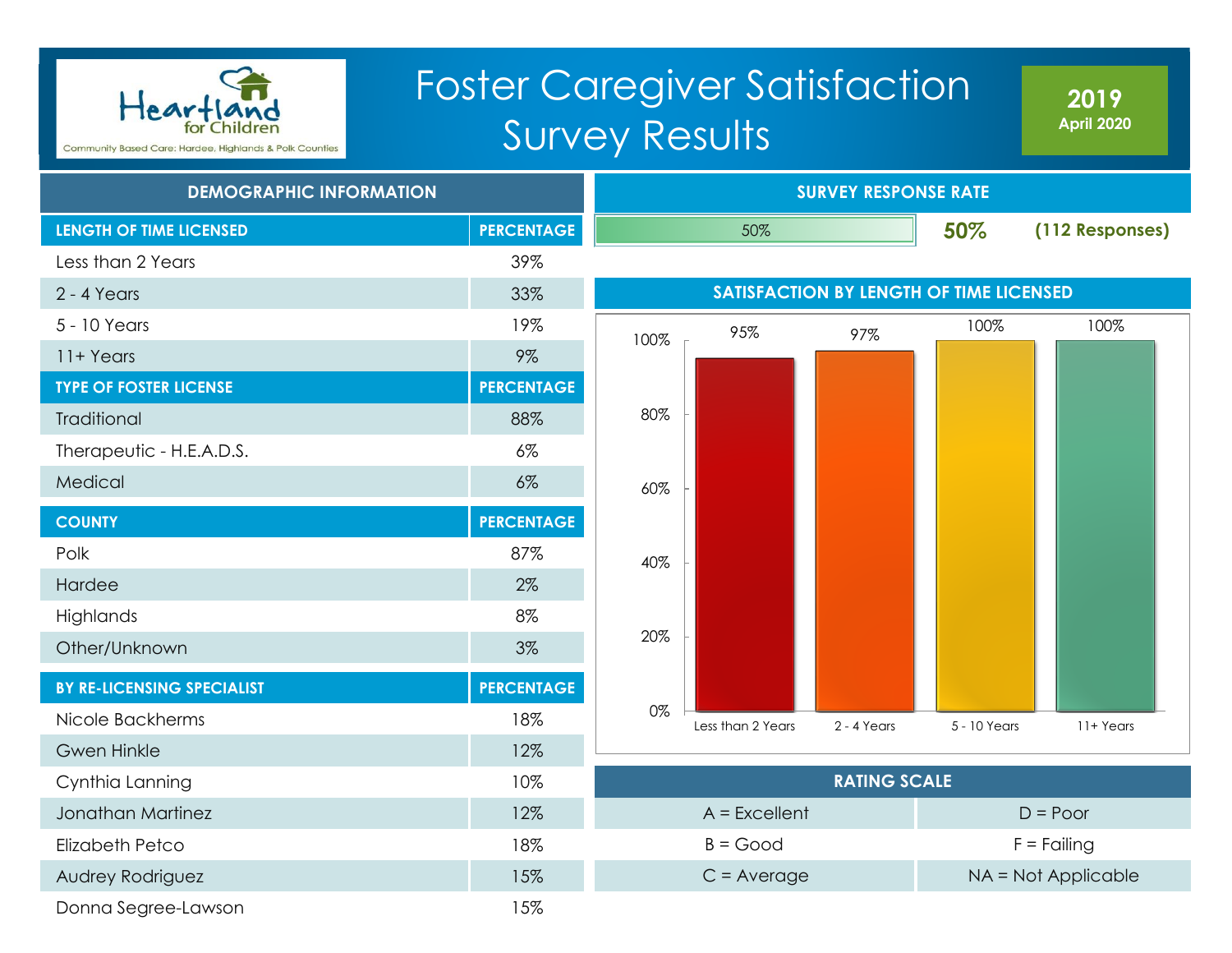Heartland for Children
Community Based Care: Hardee, Highlands & Polk Counties

# Foster Caregiver Satisfaction Survey Results

**2019**
**April 2020**

## DEMOGRAPHIC INFORMATION

| LENGTH OF TIME LICENSED | PERCENTAGE |
|---|---|
| Less than 2 Years | 39% |
| 2 - 4 Years | 33% |
| 5 - 10 Years | 19% |
| 11+ Years | 9% |

| TYPE OF FOSTER LICENSE | PERCENTAGE |
|---|---|
| Traditional | 88% |
| Therapeutic - H.E.A.D.S. | 6% |
| Medical | 6% |

| COUNTY | PERCENTAGE |
|---|---|
| Polk | 87% |
| Hardee | 2% |
| Highlands | 8% |
| Other/Unknown | 3% |

| BY RE-LICENSING SPECIALIST | PERCENTAGE |
|---|---|
| Nicole Backherms | 18% |
| Gwen Hinkle | 12% |
| Cynthia Lanning | 10% |
| Jonathan Martinez | 12% |
| Elizabeth Petco | 18% |
| Audrey Rodriguez | 15% |
| Donna Segree-Lawson | 15% |

## SURVEY RESPONSE RATE

50% **50%** **(112 Responses)**

## SATISFACTION BY LENGTH OF TIME LICENSED

| Length of Time Licensed | Satisfaction |
|---|---|
| Less than 2 Years | 95% |
| 2 - 4 Years | 97% |
| 5 - 10 Years | 100% |
| 11+ Years | 100% |

## RATING SCALE

| | |
|---|---|
| A = Excellent | D = Poor |
| B = Good | F = Failing |
| C = Average | NA = Not Applicable |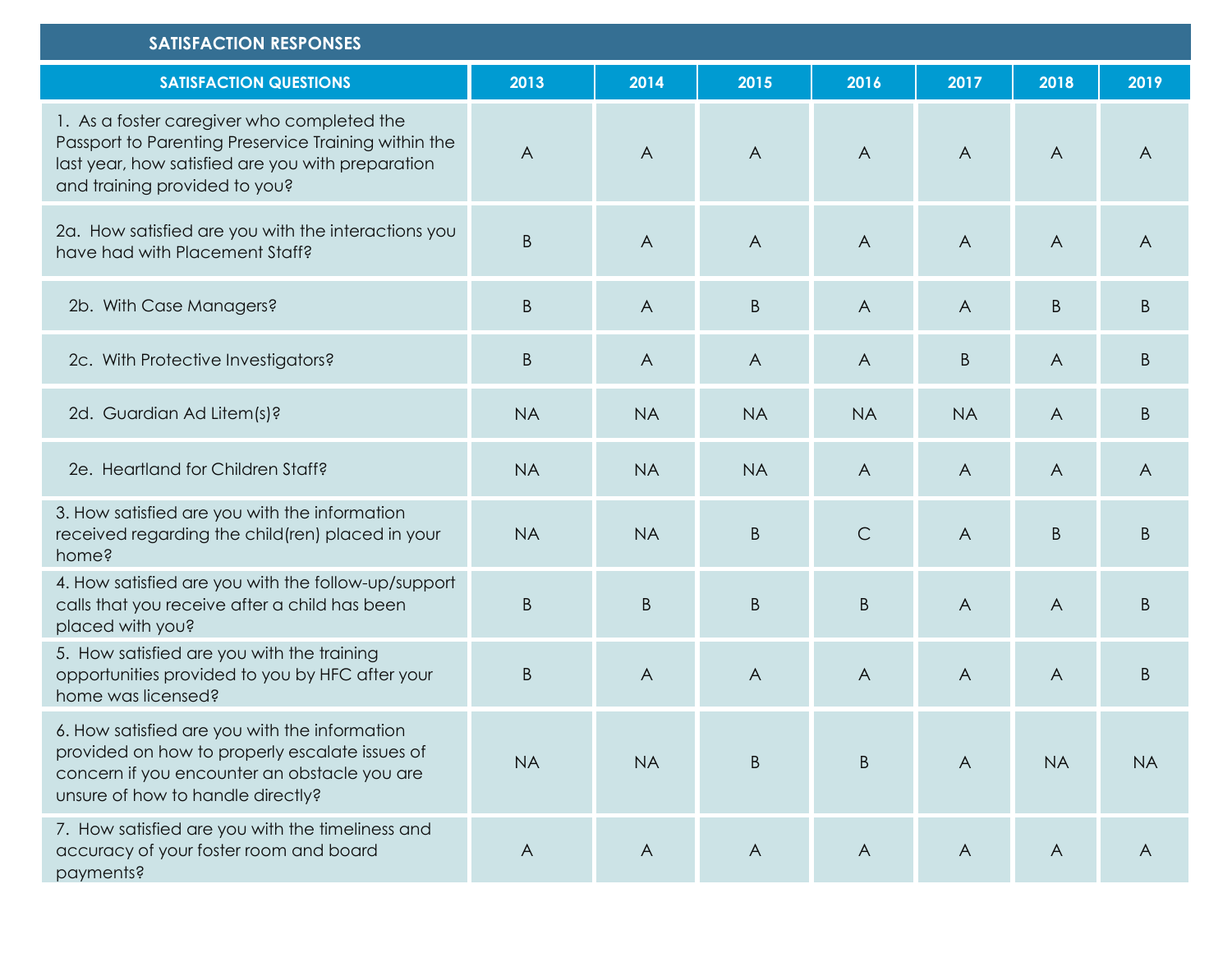| SATISFACTION RESPONSES | | | | | | | |
|---|---|---|---|---|---|---|---|
| **SATISFACTION QUESTIONS** | **2013** | **2014** | **2015** | **2016** | **2017** | **2018** | **2019** |
| 1. As a foster caregiver who completed the Passport to Parenting Preservice Training within the last year, how satisfied are you with preparation and training provided to you? | A | A | A | A | A | A | A |
| 2a. How satisfied are you with the interactions you have had with Placement Staff? | B | A | A | A | A | A | A |
| 2b. With Case Managers? | B | A | B | A | A | B | B |
| 2c. With Protective Investigators? | B | A | A | A | B | A | B |
| 2d. Guardian Ad Litem(s)? | NA | NA | NA | NA | NA | A | B |
| 2e. Heartland for Children Staff? | NA | NA | NA | A | A | A | A |
| 3. How satisfied are you with the information received regarding the child(ren) placed in your home? | NA | NA | B | C | A | B | B |
| 4. How satisfied are you with the follow-up/support calls that you receive after a child has been placed with you? | B | B | B | B | A | A | B |
| 5. How satisfied are you with the training opportunities provided to you by HFC after your home was licensed? | B | A | A | A | A | A | B |
| 6. How satisfied are you with the information provided on how to properly escalate issues of concern if you encounter an obstacle you are unsure of how to handle directly? | NA | NA | B | B | A | NA | NA |
| 7. How satisfied are you with the timeliness and accuracy of your foster room and board payments? | A | A | A | A | A | A | A |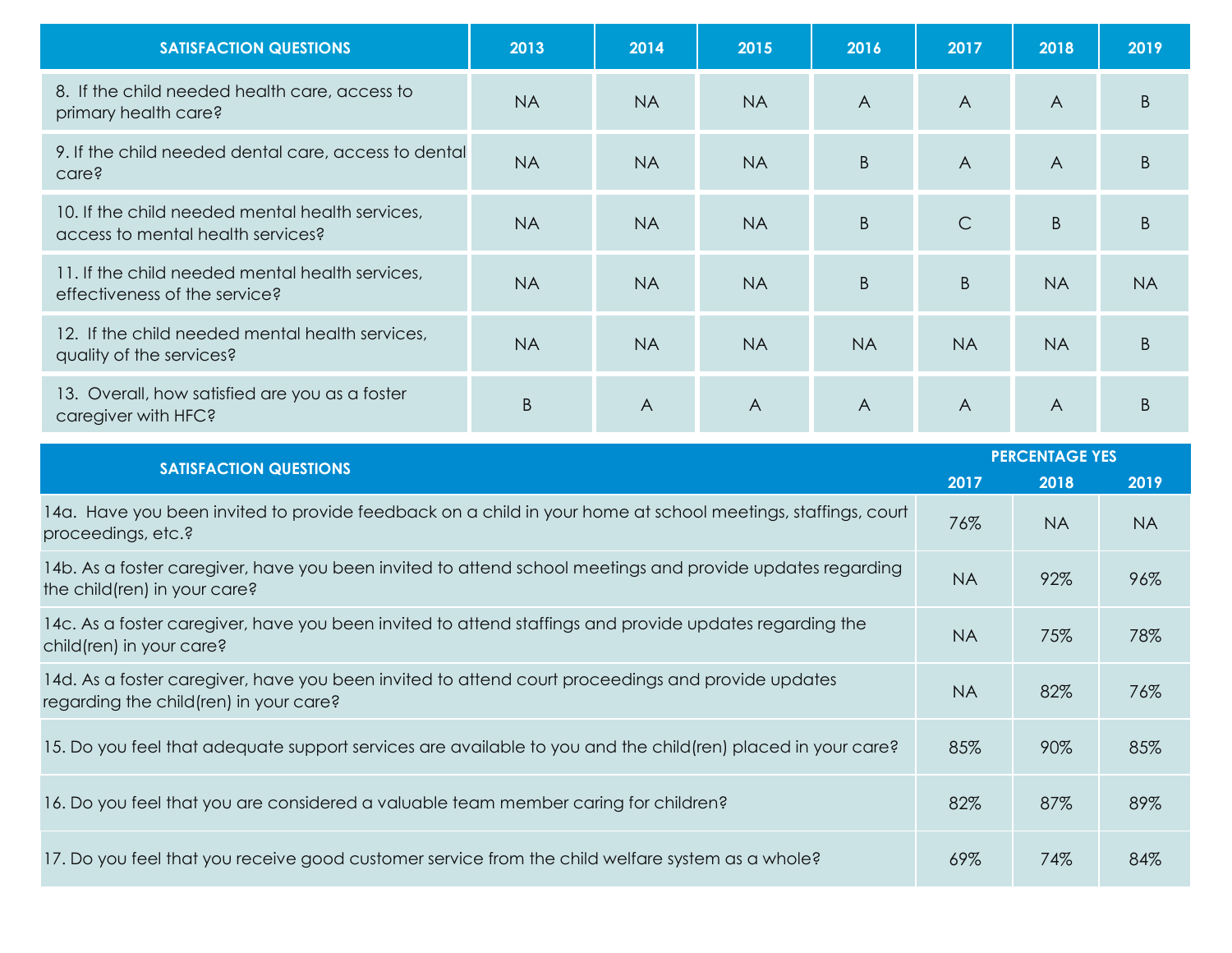| SATISFACTION QUESTIONS | 2013 | 2014 | 2015 | 2016 | 2017 | 2018 | 2019 |
|---|---|---|---|---|---|---|---|
| 8. If the child needed health care, access to primary health care? | NA | NA | NA | A | A | A | B |
| 9. If the child needed dental care, access to dental care? | NA | NA | NA | B | A | A | B |
| 10. If the child needed mental health services, access to mental health services? | NA | NA | NA | B | C | B | B |
| 11. If the child needed mental health services, effectiveness of the service? | NA | NA | NA | B | B | NA | NA |
| 12. If the child needed mental health services, quality of the services? | NA | NA | NA | NA | NA | NA | B |
| 13. Overall, how satisfied are you as a foster caregiver with HFC? | B | A | A | A | A | A | B |

| SATISFACTION QUESTIONS | PERCENTAGE YES | | |
|---|---|---|---|
| | 2017 | 2018 | 2019 |
| 14a. Have you been invited to provide feedback on a child in your home at school meetings, staffings, court proceedings, etc.? | 76% | NA | NA |
| 14b. As a foster caregiver, have you been invited to attend school meetings and provide updates regarding the child(ren) in your care? | NA | 92% | 96% |
| 14c. As a foster caregiver, have you been invited to attend staffings and provide updates regarding the child(ren) in your care? | NA | 75% | 78% |
| 14d. As a foster caregiver, have you been invited to attend court proceedings and provide updates regarding the child(ren) in your care? | NA | 82% | 76% |
| 15. Do you feel that adequate support services are available to you and the child(ren) placed in your care? | 85% | 90% | 85% |
| 16. Do you feel that you are considered a valuable team member caring for children? | 82% | 87% | 89% |
| 17. Do you feel that you receive good customer service from the child welfare system as a whole? | 69% | 74% | 84% |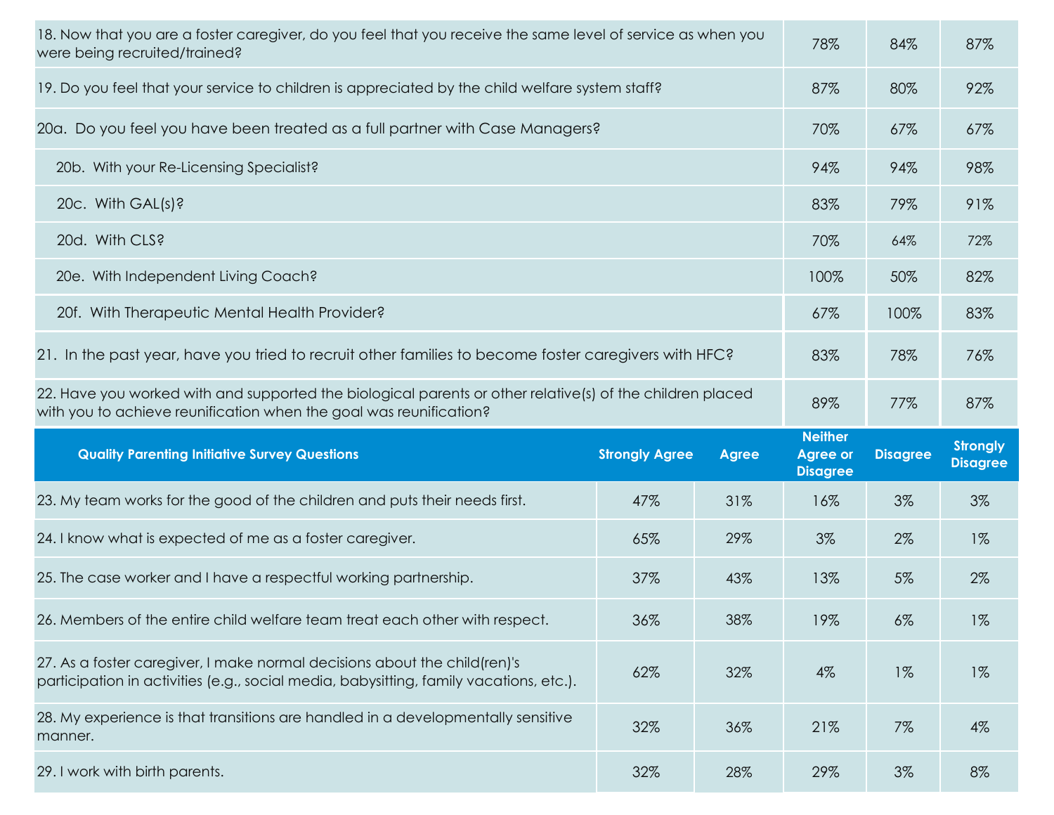| | | | | | |
|---|---|---|---|---|---|
| 18. Now that you are a foster caregiver, do you feel that you receive the same level of service as when you were being recruited/trained? | 78% | 84% | 87% | | |
| 19. Do you feel that your service to children is appreciated by the child welfare system staff? | 87% | 80% | 92% | | |
| 20a. Do you feel you have been treated as a full partner with Case Managers? | 70% | 67% | 67% | | |
| 20b. With your Re-Licensing Specialist? | 94% | 94% | 98% | | |
| 20c. With GAL(s)? | 83% | 79% | 91% | | |
| 20d. With CLS? | 70% | 64% | 72% | | |
| 20e. With Independent Living Coach? | 100% | 50% | 82% | | |
| 20f. With Therapeutic Mental Health Provider? | 67% | 100% | 83% | | |
| 21. In the past year, have you tried to recruit other families to become foster caregivers with HFC? | 83% | 78% | 76% | | |
| 22. Have you worked with and supported the biological parents or other relative(s) of the children placed with you to achieve reunification when the goal was reunification? | 89% | 77% | 87% | | |
| **Quality Parenting Initiative Survey Questions** | **Strongly Agree** | **Agree** | **Neither Agree or Disagree** | **Disagree** | **Strongly Disagree** |
| 23. My team works for the good of the children and puts their needs first. | 47% | 31% | 16% | 3% | 3% |
| 24. I know what is expected of me as a foster caregiver. | 65% | 29% | 3% | 2% | 1% |
| 25. The case worker and I have a respectful working partnership. | 37% | 43% | 13% | 5% | 2% |
| 26. Members of the entire child welfare team treat each other with respect. | 36% | 38% | 19% | 6% | 1% |
| 27. As a foster caregiver, I make normal decisions about the child(ren)'s participation in activities (e.g., social media, babysitting, family vacations, etc.). | 62% | 32% | 4% | 1% | 1% |
| 28. My experience is that transitions are handled in a developmentally sensitive manner. | 32% | 36% | 21% | 7% | 4% |
| 29. I work with birth parents. | 32% | 28% | 29% | 3% | 8% |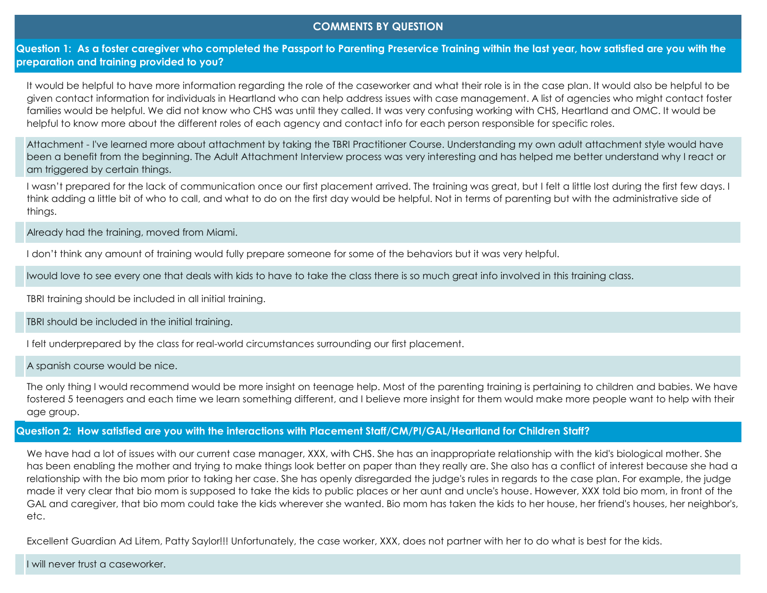## COMMENTS BY QUESTION

### Question 1: As a foster caregiver who completed the Passport to Parenting Preservice Training within the last year, how satisfied are you with the preparation and training provided to you?

It would be helpful to have more information regarding the role of the caseworker and what their role is in the case plan. It would also be helpful to be given contact information for individuals in Heartland who can help address issues with case management. A list of agencies who might contact foster families would be helpful. We did not know who CHS was until they called. It was very confusing working with CHS, Heartland and OMC. It would be helpful to know more about the different roles of each agency and contact info for each person responsible for specific roles.

Attachment - I've learned more about attachment by taking the TBRI Practitioner Course. Understanding my own adult attachment style would have been a benefit from the beginning. The Adult Attachment Interview process was very interesting and has helped me better understand why I react or am triggered by certain things.

I wasn't prepared for the lack of communication once our first placement arrived. The training was great, but I felt a little lost during the first few days. I think adding a little bit of who to call, and what to do on the first day would be helpful. Not in terms of parenting but with the administrative side of things.

Already had the training, moved from Miami.

I don't think any amount of training would fully prepare someone for some of the behaviors but it was very helpful.

Iwould love to see every one that deals with kids to have to take the class there is so much great info involved in this training class.

TBRI training should be included in all initial training.

TBRI should be included in the initial training.

I felt underprepared by the class for real-world circumstances surrounding our first placement.

A spanish course would be nice.

The only thing I would recommend would be more insight on teenage help. Most of the parenting training is pertaining to children and babies. We have fostered 5 teenagers and each time we learn something different, and I believe more insight for them would make more people want to help with their age group.

### Question 2: How satisfied are you with the interactions with Placement Staff/CM/PI/GAL/Heartland for Children Staff?

We have had a lot of issues with our current case manager, XXX, with CHS. She has an inappropriate relationship with the kid's biological mother. She has been enabling the mother and trying to make things look better on paper than they really are. She also has a conflict of interest because she had a relationship with the bio mom prior to taking her case. She has openly disregarded the judge's rules in regards to the case plan. For example, the judge made it very clear that bio mom is supposed to take the kids to public places or her aunt and uncle's house. However, XXX told bio mom, in front of the GAL and caregiver, that bio mom could take the kids wherever she wanted. Bio mom has taken the kids to her house, her friend's houses, her neighbor's, etc.

Excellent Guardian Ad Litem, Patty Saylor!!! Unfortunately, the case worker, XXX, does not partner with her to do what is best for the kids.

I will never trust a caseworker.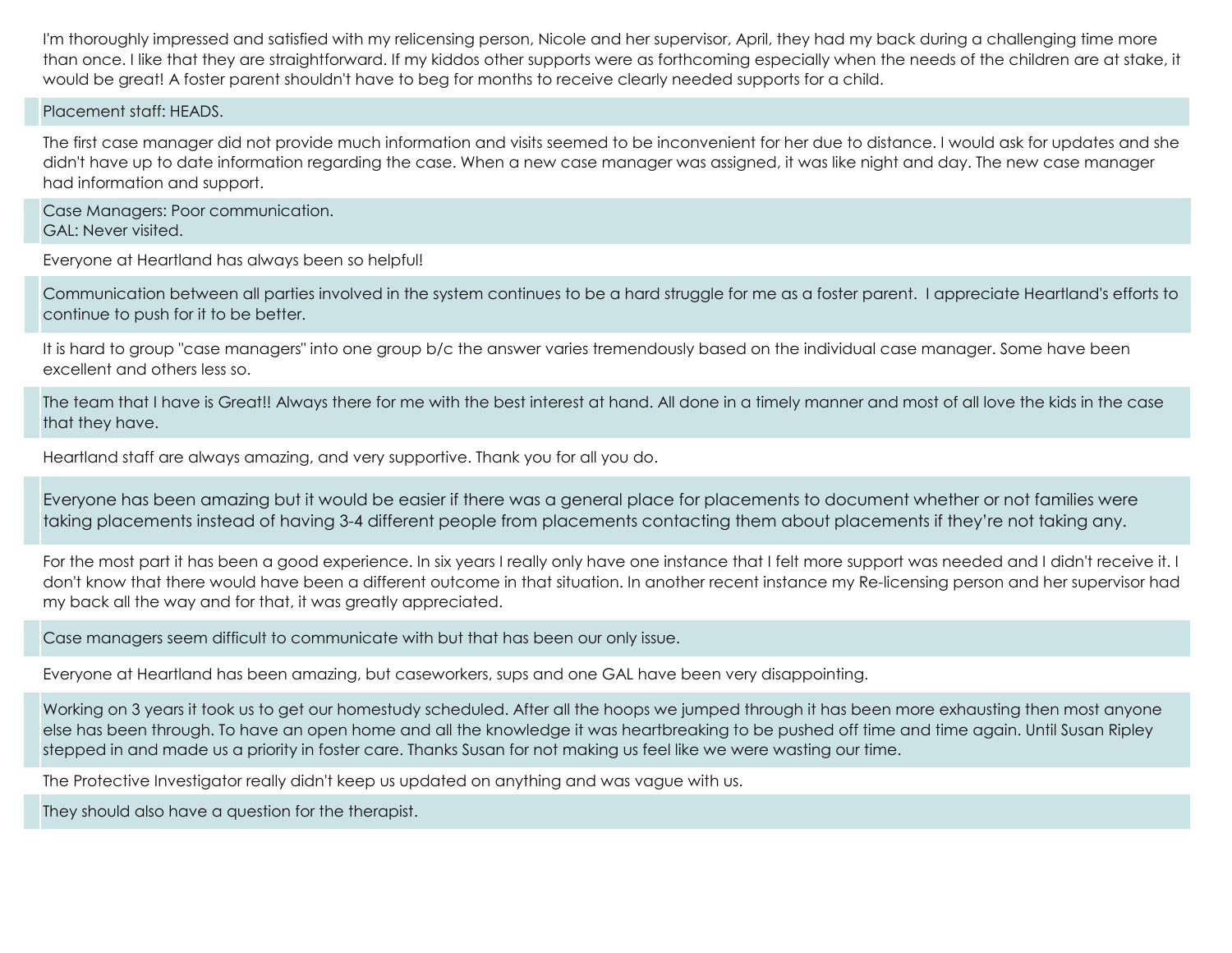I'm thoroughly impressed and satisfied with my relicensing person, Nicole and her supervisor, April, they had my back during a challenging time more than once. I like that they are straightforward. If my kiddos other supports were as forthcoming especially when the needs of the children are at stake, it would be great! A foster parent shouldn't have to beg for months to receive clearly needed supports for a child.

Placement staff: HEADS.

The first case manager did not provide much information and visits seemed to be inconvenient for her due to distance. I would ask for updates and she didn't have up to date information regarding the case. When a new case manager was assigned, it was like night and day. The new case manager had information and support.

Case Managers: Poor communication.
GAL: Never visited.

Everyone at Heartland has always been so helpful!

Communication between all parties involved in the system continues to be a hard struggle for me as a foster parent. I appreciate Heartland's efforts to continue to push for it to be better.

It is hard to group "case managers" into one group b/c the answer varies tremendously based on the individual case manager. Some have been excellent and others less so.

The team that I have is Great!! Always there for me with the best interest at hand. All done in a timely manner and most of all love the kids in the case that they have.

Heartland staff are always amazing, and very supportive. Thank you for all you do.

Everyone has been amazing but it would be easier if there was a general place for placements to document whether or not families were taking placements instead of having 3-4 different people from placements contacting them about placements if they're not taking any.

For the most part it has been a good experience. In six years I really only have one instance that I felt more support was needed and I didn't receive it. I don't know that there would have been a different outcome in that situation. In another recent instance my Re-licensing person and her supervisor had my back all the way and for that, it was greatly appreciated.

Case managers seem difficult to communicate with but that has been our only issue.

Everyone at Heartland has been amazing, but caseworkers, sups and one GAL have been very disappointing.

Working on 3 years it took us to get our homestudy scheduled. After all the hoops we jumped through it has been more exhausting then most anyone else has been through. To have an open home and all the knowledge it was heartbreaking to be pushed off time and time again. Until Susan Ripley stepped in and made us a priority in foster care. Thanks Susan for not making us feel like we were wasting our time.

The Protective Investigator really didn't keep us updated on anything and was vague with us.

They should also have a question for the therapist.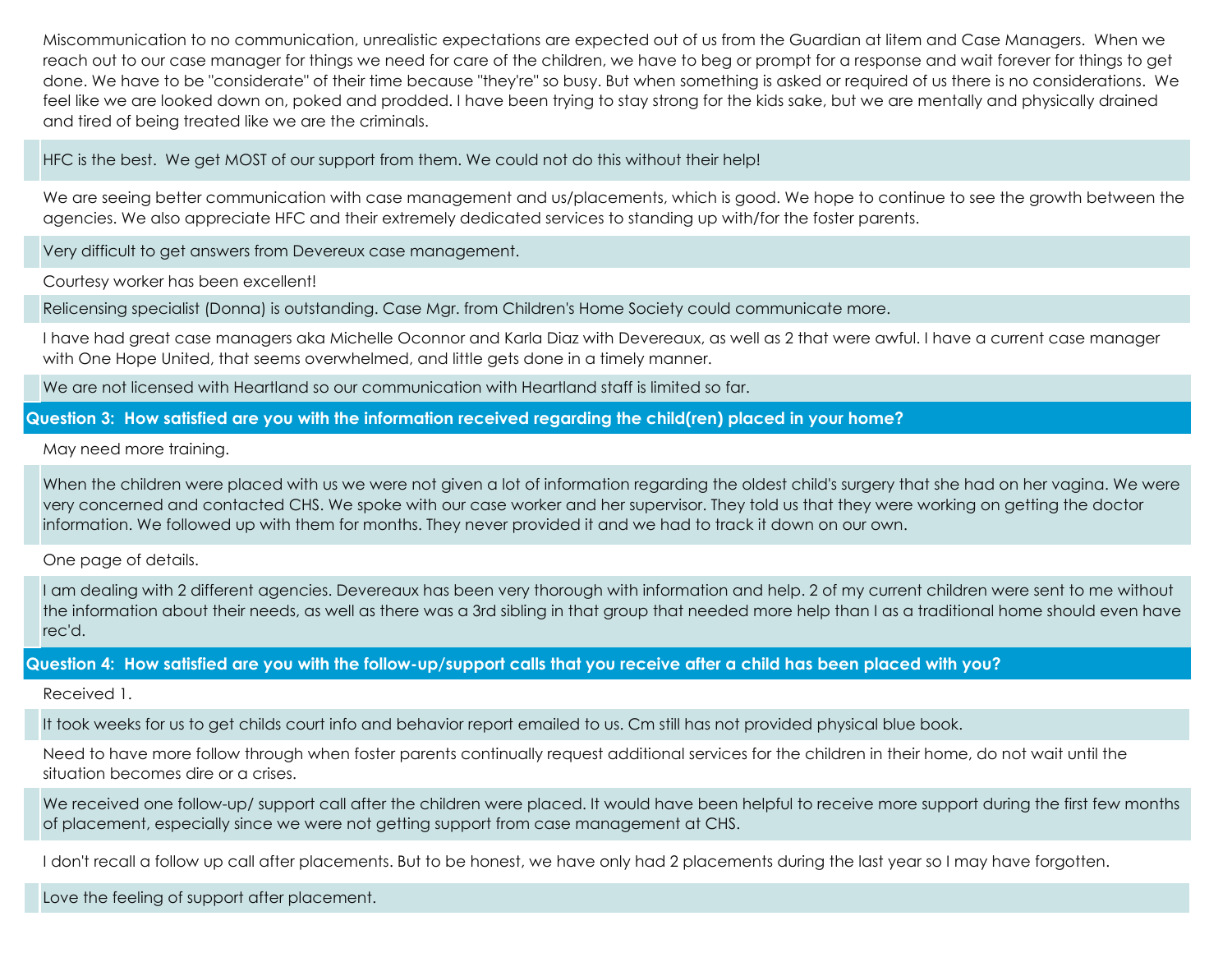Miscommunication to no communication, unrealistic expectations are expected out of us from the Guardian at litem and Case Managers. When we reach out to our case manager for things we need for care of the children, we have to beg or prompt for a response and wait forever for things to get done. We have to be "considerate" of their time because "they're" so busy. But when something is asked or required of us there is no considerations. We feel like we are looked down on, poked and prodded. I have been trying to stay strong for the kids sake, but we are mentally and physically drained and tired of being treated like we are the criminals.

HFC is the best. We get MOST of our support from them. We could not do this without their help!

We are seeing better communication with case management and us/placements, which is good. We hope to continue to see the growth between the agencies. We also appreciate HFC and their extremely dedicated services to standing up with/for the foster parents.

Very difficult to get answers from Devereux case management.

Courtesy worker has been excellent!

Relicensing specialist (Donna) is outstanding. Case Mgr. from Children's Home Society could communicate more.

I have had great case managers aka Michelle Oconnor and Karla Diaz with Devereaux, as well as 2 that were awful. I have a current case manager with One Hope United, that seems overwhelmed, and little gets done in a timely manner.

We are not licensed with Heartland so our communication with Heartland staff is limited so far.

**Question 3: How satisfied are you with the information received regarding the child(ren) placed in your home?**

May need more training.

When the children were placed with us we were not given a lot of information regarding the oldest child's surgery that she had on her vagina. We were very concerned and contacted CHS. We spoke with our case worker and her supervisor. They told us that they were working on getting the doctor information. We followed up with them for months. They never provided it and we had to track it down on our own.

One page of details.

I am dealing with 2 different agencies. Devereaux has been very thorough with information and help. 2 of my current children were sent to me without the information about their needs, as well as there was a 3rd sibling in that group that needed more help than I as a traditional home should even have rec'd.

**Question 4: How satisfied are you with the follow-up/support calls that you receive after a child has been placed with you?**

Received 1.

It took weeks for us to get childs court info and behavior report emailed to us. Cm still has not provided physical blue book.

Need to have more follow through when foster parents continually request additional services for the children in their home, do not wait until the situation becomes dire or a crises.

We received one follow-up/ support call after the children were placed. It would have been helpful to receive more support during the first few months of placement, especially since we were not getting support from case management at CHS.

I don't recall a follow up call after placements. But to be honest, we have only had 2 placements during the last year so I may have forgotten.

Love the feeling of support after placement.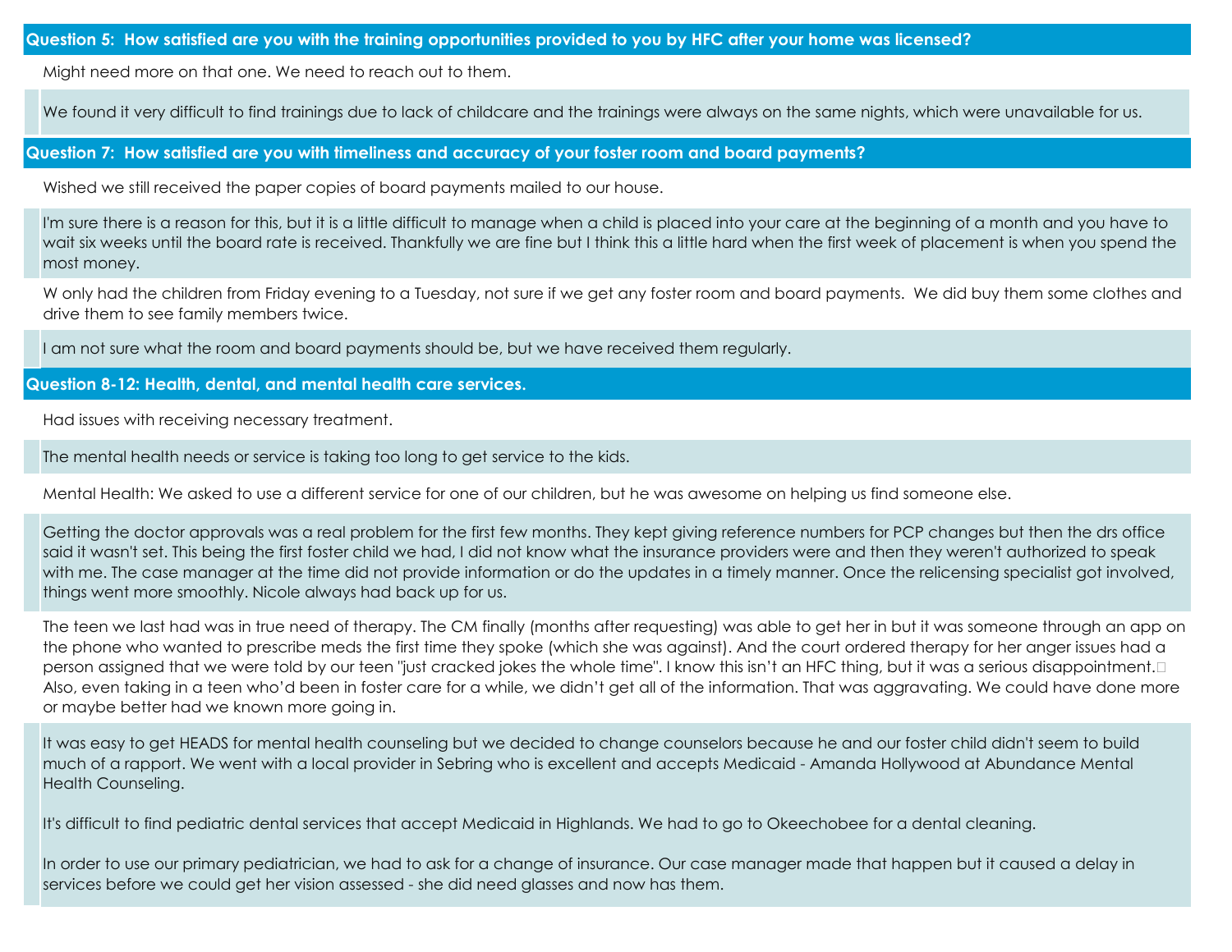### Question 5: How satisfied are you with the training opportunities provided to you by HFC after your home was licensed?

Might need more on that one. We need to reach out to them.

We found it very difficult to find trainings due to lack of childcare and the trainings were always on the same nights, which were unavailable for us.

### Question 7: How satisfied are you with timeliness and accuracy of your foster room and board payments?

Wished we still received the paper copies of board payments mailed to our house.

I'm sure there is a reason for this, but it is a little difficult to manage when a child is placed into your care at the beginning of a month and you have to wait six weeks until the board rate is received. Thankfully we are fine but I think this a little hard when the first week of placement is when you spend the most money.

W only had the children from Friday evening to a Tuesday, not sure if we get any foster room and board payments. We did buy them some clothes and drive them to see family members twice.

I am not sure what the room and board payments should be, but we have received them regularly.

### Question 8-12: Health, dental, and mental health care services.

Had issues with receiving necessary treatment.

The mental health needs or service is taking too long to get service to the kids.

Mental Health: We asked to use a different service for one of our children, but he was awesome on helping us find someone else.

Getting the doctor approvals was a real problem for the first few months. They kept giving reference numbers for PCP changes but then the drs office said it wasn't set. This being the first foster child we had, I did not know what the insurance providers were and then they weren't authorized to speak with me. The case manager at the time did not provide information or do the updates in a timely manner. Once the relicensing specialist got involved, things went more smoothly. Nicole always had back up for us.

The teen we last had was in true need of therapy. The CM finally (months after requesting) was able to get her in but it was someone through an app on the phone who wanted to prescribe meds the first time they spoke (which she was against). And the court ordered therapy for her anger issues had a person assigned that we were told by our teen "just cracked jokes the whole time". I know this isn't an HFC thing, but it was a serious disappointment. Also, even taking in a teen who'd been in foster care for a while, we didn't get all of the information. That was aggravating. We could have done more or maybe better had we known more going in.

It was easy to get HEADS for mental health counseling but we decided to change counselors because he and our foster child didn't seem to build much of a rapport. We went with a local provider in Sebring who is excellent and accepts Medicaid - Amanda Hollywood at Abundance Mental Health Counseling.

It's difficult to find pediatric dental services that accept Medicaid in Highlands. We had to go to Okeechobee for a dental cleaning.

In order to use our primary pediatrician, we had to ask for a change of insurance. Our case manager made that happen but it caused a delay in services before we could get her vision assessed - she did need glasses and now has them.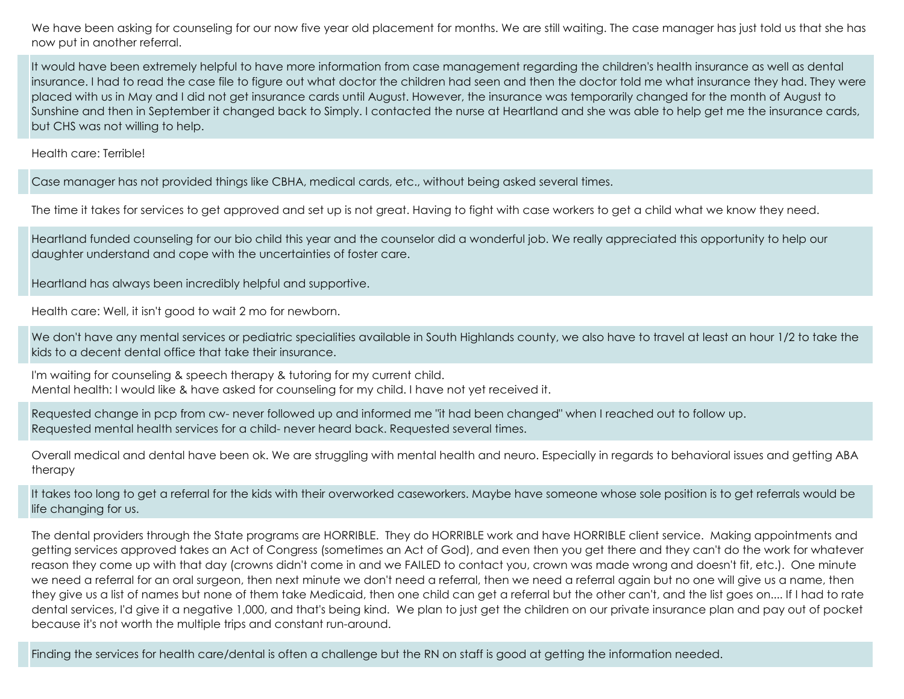We have been asking for counseling for our now five year old placement for months. We are still waiting. The case manager has just told us that she has now put in another referral.

It would have been extremely helpful to have more information from case management regarding the children's health insurance as well as dental insurance. I had to read the case file to figure out what doctor the children had seen and then the doctor told me what insurance they had. They were placed with us in May and I did not get insurance cards until August. However, the insurance was temporarily changed for the month of August to Sunshine and then in September it changed back to Simply. I contacted the nurse at Heartland and she was able to help get me the insurance cards, but CHS was not willing to help.

Health care: Terrible!

Case manager has not provided things like CBHA, medical cards, etc., without being asked several times.

The time it takes for services to get approved and set up is not great. Having to fight with case workers to get a child what we know they need.

Heartland funded counseling for our bio child this year and the counselor did a wonderful job. We really appreciated this opportunity to help our daughter understand and cope with the uncertainties of foster care.

Heartland has always been incredibly helpful and supportive.

Health care: Well, it isn't good to wait 2 mo for newborn.

We don't have any mental services or pediatric specialities available in South Highlands county, we also have to travel at least an hour 1/2 to take the kids to a decent dental office that take their insurance.

I'm waiting for counseling & speech therapy & tutoring for my current child.
Mental health: I would like & have asked for counseling for my child. I have not yet received it.

Requested change in pcp from cw- never followed up and informed me "it had been changed" when I reached out to follow up.
Requested mental health services for a child- never heard back. Requested several times.

Overall medical and dental have been ok. We are struggling with mental health and neuro. Especially in regards to behavioral issues and getting ABA therapy

It takes too long to get a referral for the kids with their overworked caseworkers. Maybe have someone whose sole position is to get referrals would be life changing for us.

The dental providers through the State programs are HORRIBLE. They do HORRIBLE work and have HORRIBLE client service. Making appointments and getting services approved takes an Act of Congress (sometimes an Act of God), and even then you get there and they can't do the work for whatever reason they come up with that day (crowns didn't come in and we FAILED to contact you, crown was made wrong and doesn't fit, etc.). One minute we need a referral for an oral surgeon, then next minute we don't need a referral, then we need a referral again but no one will give us a name, then they give us a list of names but none of them take Medicaid, then one child can get a referral but the other can't, and the list goes on.... If I had to rate dental services, I'd give it a negative 1,000, and that's being kind. We plan to just get the children on our private insurance plan and pay out of pocket because it's not worth the multiple trips and constant run-around.

Finding the services for health care/dental is often a challenge but the RN on staff is good at getting the information needed.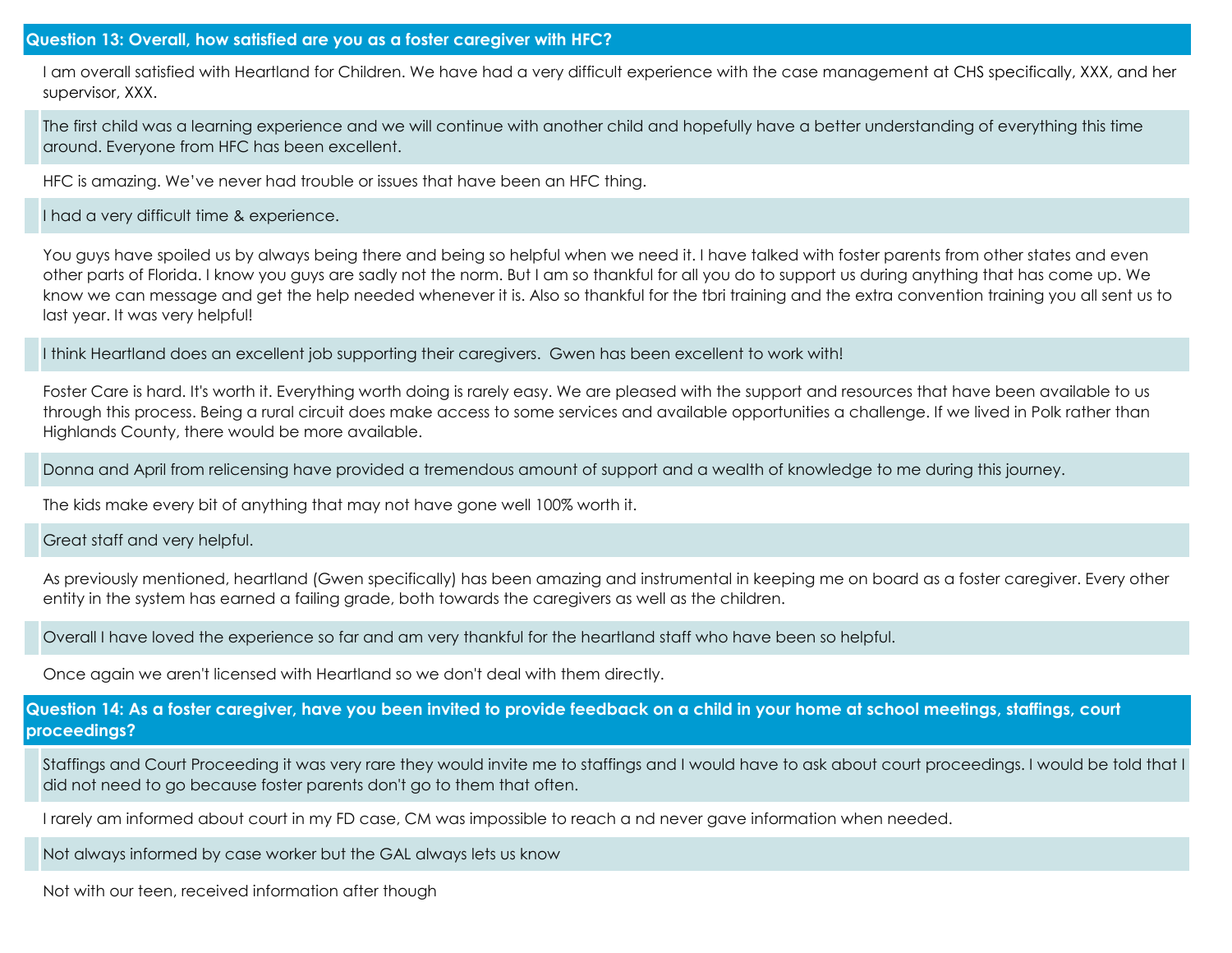### Question 13: Overall, how satisfied are you as a foster caregiver with HFC?

I am overall satisfied with Heartland for Children. We have had a very difficult experience with the case management at CHS specifically, XXX, and her supervisor, XXX.

The first child was a learning experience and we will continue with another child and hopefully have a better understanding of everything this time around. Everyone from HFC has been excellent.

HFC is amazing. We've never had trouble or issues that have been an HFC thing.

I had a very difficult time & experience.

You guys have spoiled us by always being there and being so helpful when we need it. I have talked with foster parents from other states and even other parts of Florida. I know you guys are sadly not the norm. But I am so thankful for all you do to support us during anything that has come up. We know we can message and get the help needed whenever it is. Also so thankful for the tbri training and the extra convention training you all sent us to last year. It was very helpful!

I think Heartland does an excellent job supporting their caregivers. Gwen has been excellent to work with!

Foster Care is hard. It's worth it. Everything worth doing is rarely easy. We are pleased with the support and resources that have been available to us through this process. Being a rural circuit does make access to some services and available opportunities a challenge. If we lived in Polk rather than Highlands County, there would be more available.

Donna and April from relicensing have provided a tremendous amount of support and a wealth of knowledge to me during this journey.

The kids make every bit of anything that may not have gone well 100% worth it.

Great staff and very helpful.

As previously mentioned, heartland (Gwen specifically) has been amazing and instrumental in keeping me on board as a foster caregiver. Every other entity in the system has earned a failing grade, both towards the caregivers as well as the children.

Overall I have loved the experience so far and am very thankful for the heartland staff who have been so helpful.

Once again we aren't licensed with Heartland so we don't deal with them directly.

### Question 14: As a foster caregiver, have you been invited to provide feedback on a child in your home at school meetings, staffings, court proceedings?

Staffings and Court Proceeding it was very rare they would invite me to staffings and I would have to ask about court proceedings. I would be told that I did not need to go because foster parents don't go to them that often.

I rarely am informed about court in my FD case, CM was impossible to reach a nd never gave information when needed.

Not always informed by case worker but the GAL always lets us know

Not with our teen, received information after though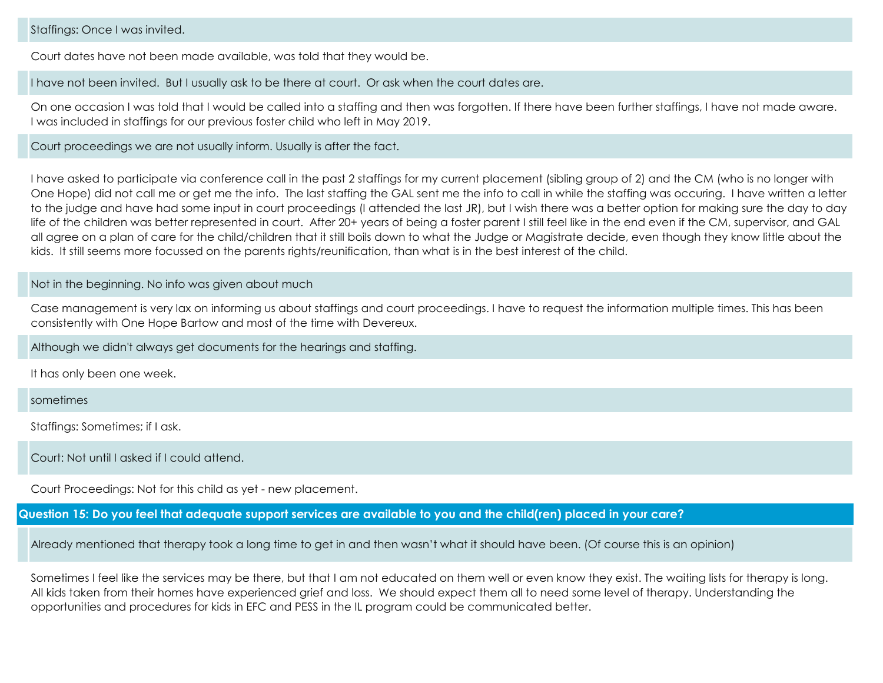Staffings: Once I was invited.

Court dates have not been made available, was told that they would be.

I have not been invited. But I usually ask to be there at court. Or ask when the court dates are.

On one occasion I was told that I would be called into a staffing and then was forgotten. If there have been further staffings, I have not made aware. I was included in staffings for our previous foster child who left in May 2019.

Court proceedings we are not usually inform. Usually is after the fact.

I have asked to participate via conference call in the past 2 staffings for my current placement (sibling group of 2) and the CM (who is no longer with One Hope) did not call me or get me the info. The last staffing the GAL sent me the info to call in while the staffing was occuring. I have written a letter to the judge and have had some input in court proceedings (I attended the last JR), but I wish there was a better option for making sure the day to day life of the children was better represented in court. After 20+ years of being a foster parent I still feel like in the end even if the CM, supervisor, and GAL all agree on a plan of care for the child/children that it still boils down to what the Judge or Magistrate decide, even though they know little about the kids. It still seems more focussed on the parents rights/reunification, than what is in the best interest of the child.

Not in the beginning. No info was given about much

Case management is very lax on informing us about staffings and court proceedings. I have to request the information multiple times. This has been consistently with One Hope Bartow and most of the time with Devereux.

Although we didn't always get documents for the hearings and staffing.

It has only been one week.

sometimes

Staffings: Sometimes; if I ask.

Court: Not until I asked if I could attend.

Court Proceedings: Not for this child as yet - new placement.

## Question 15: Do you feel that adequate support services are available to you and the child(ren) placed in your care?

Already mentioned that therapy took a long time to get in and then wasn't what it should have been. (Of course this is an opinion)

Sometimes I feel like the services may be there, but that I am not educated on them well or even know they exist. The waiting lists for therapy is long. All kids taken from their homes have experienced grief and loss. We should expect them all to need some level of therapy. Understanding the opportunities and procedures for kids in EFC and PESS in the IL program could be communicated better.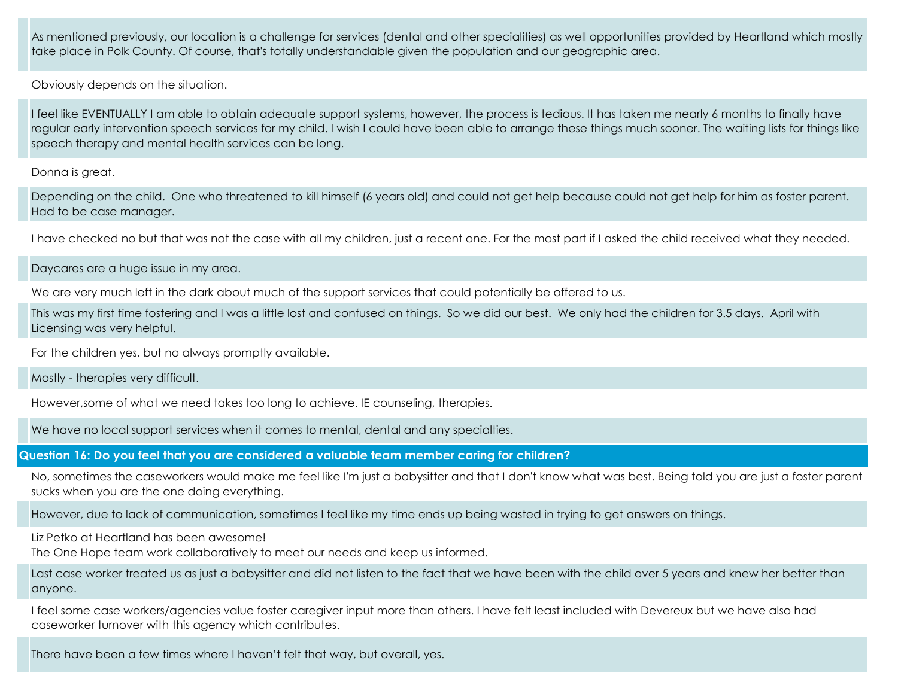As mentioned previously, our location is a challenge for services (dental and other specialities) as well opportunities provided by Heartland which mostly take place in Polk County. Of course, that's totally understandable given the population and our geographic area.

Obviously depends on the situation.

I feel like EVENTUALLY I am able to obtain adequate support systems, however, the process is tedious. It has taken me nearly 6 months to finally have regular early intervention speech services for my child. I wish I could have been able to arrange these things much sooner. The waiting lists for things like speech therapy and mental health services can be long.

Donna is great.

Depending on the child. One who threatened to kill himself (6 years old) and could not get help because could not get help for him as foster parent. Had to be case manager.

I have checked no but that was not the case with all my children, just a recent one. For the most part if I asked the child received what they needed.

Daycares are a huge issue in my area.

We are very much left in the dark about much of the support services that could potentially be offered to us.

This was my first time fostering and I was a little lost and confused on things. So we did our best. We only had the children for 3.5 days. April with Licensing was very helpful.

For the children yes, but no always promptly available.

Mostly - therapies very difficult.

However,some of what we need takes too long to achieve. IE counseling, therapies.

We have no local support services when it comes to mental, dental and any specialties.

**Question 16: Do you feel that you are considered a valuable team member caring for children?**

No, sometimes the caseworkers would make me feel like I'm just a babysitter and that I don't know what was best. Being told you are just a foster parent sucks when you are the one doing everything.

However, due to lack of communication, sometimes I feel like my time ends up being wasted in trying to get answers on things.

Liz Petko at Heartland has been awesome!
The One Hope team work collaboratively to meet our needs and keep us informed.

Last case worker treated us as just a babysitter and did not listen to the fact that we have been with the child over 5 years and knew her better than anyone.

I feel some case workers/agencies value foster caregiver input more than others. I have felt least included with Devereux but we have also had caseworker turnover with this agency which contributes.

There have been a few times where I haven't felt that way, but overall, yes.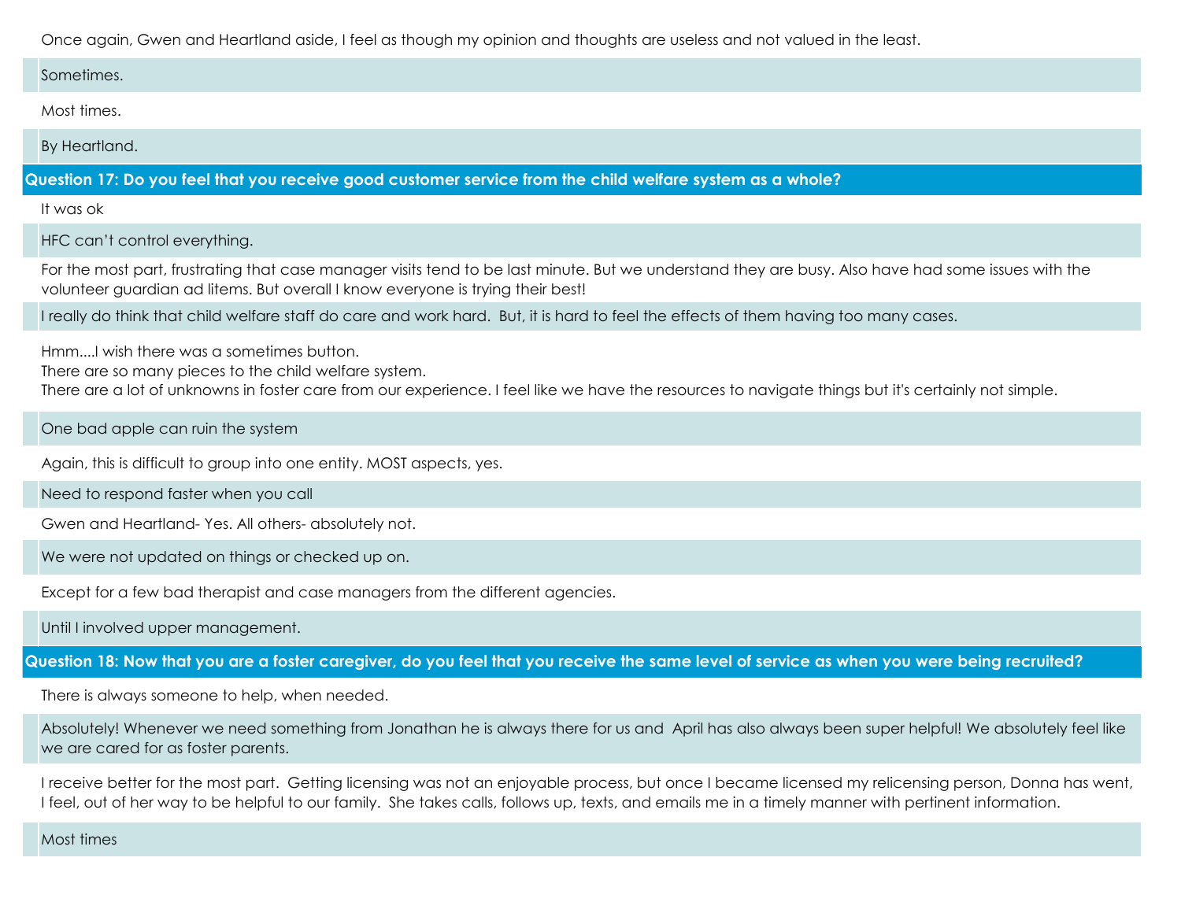Once again, Gwen and Heartland aside, I feel as though my opinion and thoughts are useless and not valued in the least.

Sometimes.

Most times.

By Heartland.

**Question 17: Do you feel that you receive good customer service from the child welfare system as a whole?**

It was ok

HFC can't control everything.

For the most part, frustrating that case manager visits tend to be last minute. But we understand they are busy. Also have had some issues with the volunteer guardian ad litems. But overall I know everyone is trying their best!

I really do think that child welfare staff do care and work hard. But, it is hard to feel the effects of them having too many cases.

Hmm....I wish there was a sometimes button.
There are so many pieces to the child welfare system.
There are a lot of unknowns in foster care from our experience. I feel like we have the resources to navigate things but it's certainly not simple.

One bad apple can ruin the system

Again, this is difficult to group into one entity. MOST aspects, yes.

Need to respond faster when you call

Gwen and Heartland- Yes. All others- absolutely not.

We were not updated on things or checked up on.

Except for a few bad therapist and case managers from the different agencies.

Until I involved upper management.

**Question 18: Now that you are a foster caregiver, do you feel that you receive the same level of service as when you were being recruited?**

There is always someone to help, when needed.

Absolutely! Whenever we need something from Jonathan he is always there for us and April has also always been super helpful! We absolutely feel like we are cared for as foster parents.

I receive better for the most part. Getting licensing was not an enjoyable process, but once I became licensed my relicensing person, Donna has went, I feel, out of her way to be helpful to our family. She takes calls, follows up, texts, and emails me in a timely manner with pertinent information.

Most times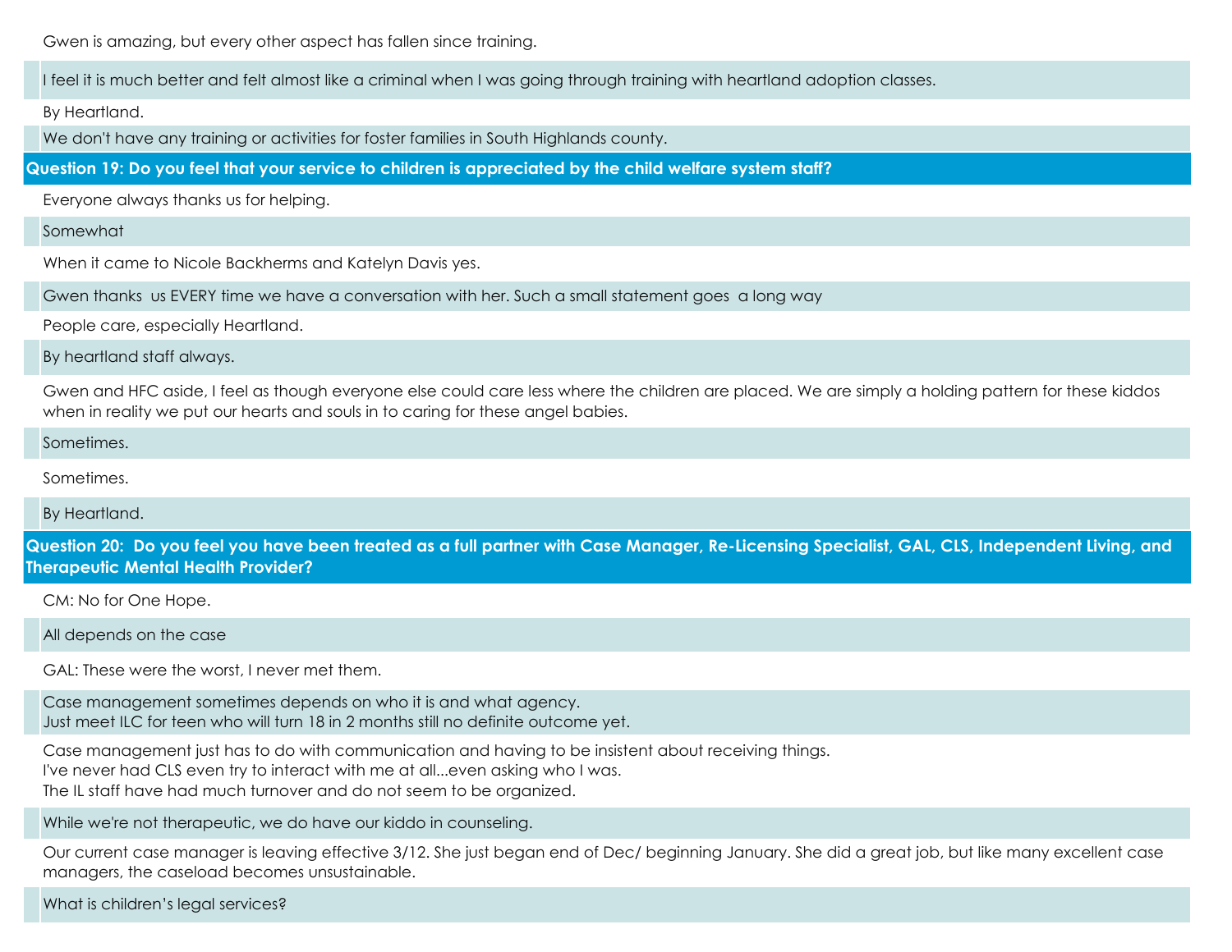Gwen is amazing, but every other aspect has fallen since training.

I feel it is much better and felt almost like a criminal when I was going through training with heartland adoption classes.

By Heartland.

We don't have any training or activities for foster families in South Highlands county.

**Question 19: Do you feel that your service to children is appreciated by the child welfare system staff?**

Everyone always thanks us for helping.

Somewhat

When it came to Nicole Backherms and Katelyn Davis yes.

Gwen thanks us EVERY time we have a conversation with her. Such a small statement goes a long way

People care, especially Heartland.

By heartland staff always.

Gwen and HFC aside, I feel as though everyone else could care less where the children are placed. We are simply a holding pattern for these kiddos when in reality we put our hearts and souls in to caring for these angel babies.

Sometimes.

Sometimes.

By Heartland.

**Question 20: Do you feel you have been treated as a full partner with Case Manager, Re-Licensing Specialist, GAL, CLS, Independent Living, and Therapeutic Mental Health Provider?**

CM: No for One Hope.

All depends on the case

GAL: These were the worst, I never met them.

Case management sometimes depends on who it is and what agency.
Just meet ILC for teen who will turn 18 in 2 months still no definite outcome yet.

Case management just has to do with communication and having to be insistent about receiving things.
I've never had CLS even try to interact with me at all...even asking who I was.
The IL staff have had much turnover and do not seem to be organized.

While we're not therapeutic, we do have our kiddo in counseling.

Our current case manager is leaving effective 3/12. She just began end of Dec/ beginning January. She did a great job, but like many excellent case managers, the caseload becomes unsustainable.

What is children's legal services?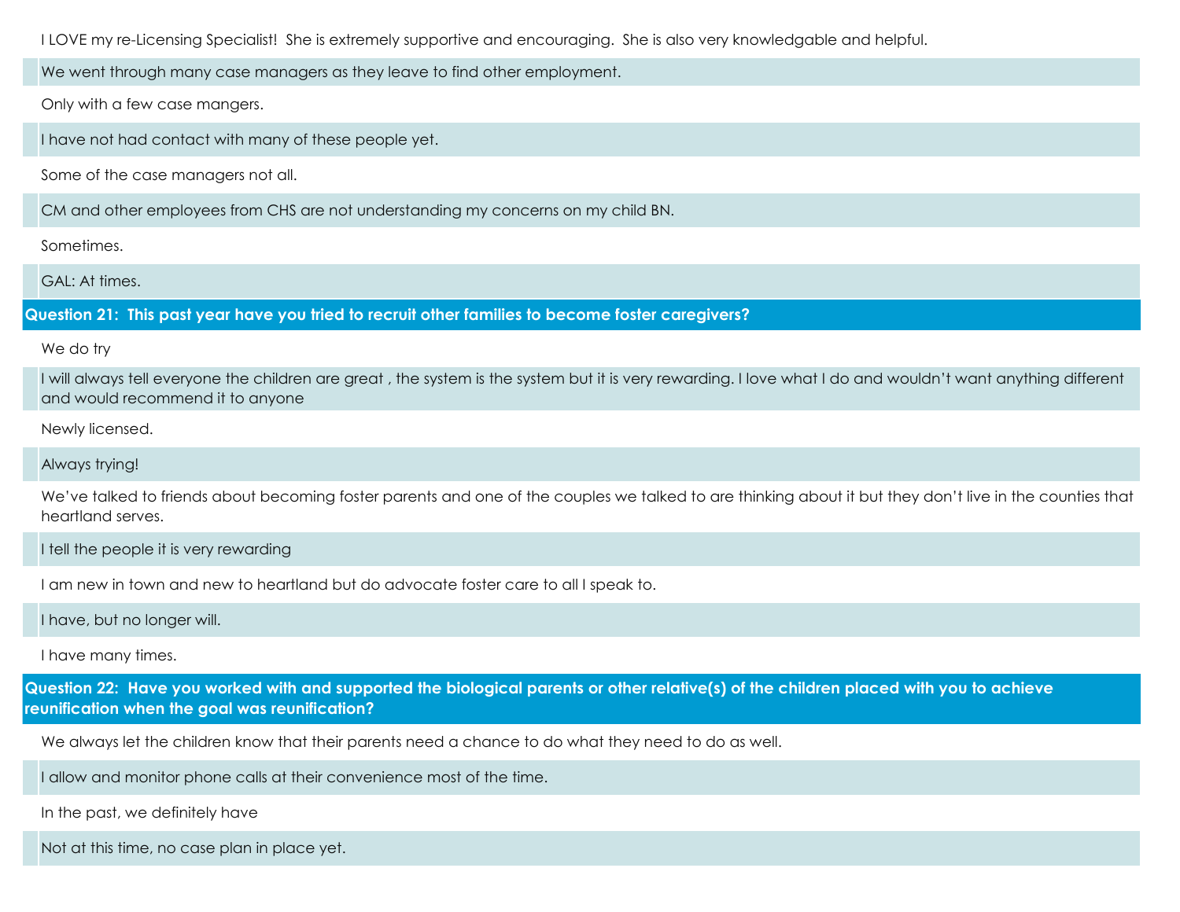I LOVE my re-Licensing Specialist! She is extremely supportive and encouraging. She is also very knowledgable and helpful.

We went through many case managers as they leave to find other employment.

Only with a few case mangers.

I have not had contact with many of these people yet.

Some of the case managers not all.

CM and other employees from CHS are not understanding my concerns on my child BN.

Sometimes.

GAL: At times.

**Question 21: This past year have you tried to recruit other families to become foster caregivers?**

We do try

I will always tell everyone the children are great , the system is the system but it is very rewarding. I love what I do and wouldn't want anything different and would recommend it to anyone

Newly licensed.

Always trying!

We've talked to friends about becoming foster parents and one of the couples we talked to are thinking about it but they don't live in the counties that heartland serves.

I tell the people it is very rewarding

I am new in town and new to heartland but do advocate foster care to all I speak to.

I have, but no longer will.

I have many times.

**Question 22: Have you worked with and supported the biological parents or other relative(s) of the children placed with you to achieve reunification when the goal was reunification?**

We always let the children know that their parents need a chance to do what they need to do as well.

I allow and monitor phone calls at their convenience most of the time.

In the past, we definitely have

Not at this time, no case plan in place yet.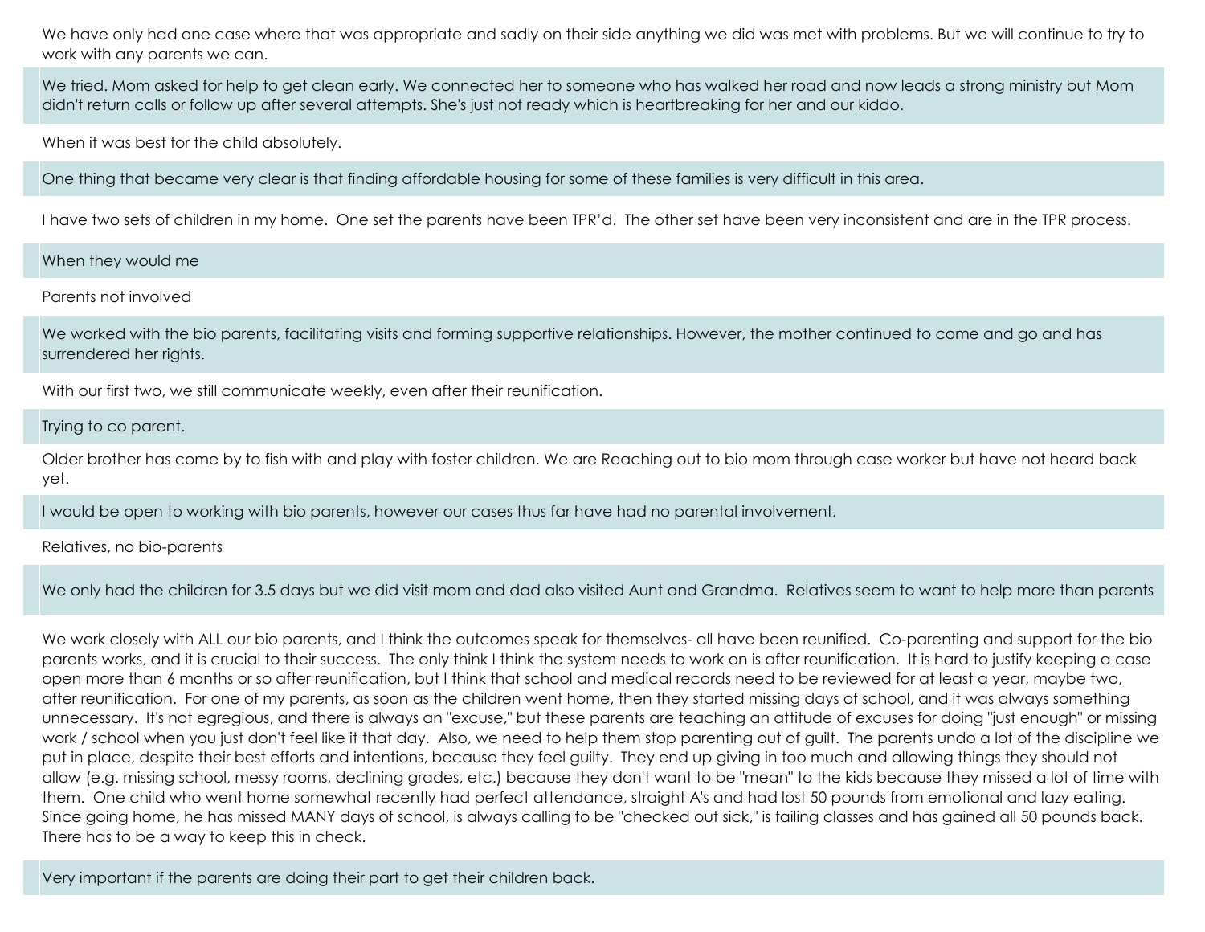We have only had one case where that was appropriate and sadly on their side anything we did was met with problems. But we will continue to try to work with any parents we can.

We tried. Mom asked for help to get clean early. We connected her to someone who has walked her road and now leads a strong ministry but Mom didn't return calls or follow up after several attempts. She's just not ready which is heartbreaking for her and our kiddo.

When it was best for the child absolutely.

One thing that became very clear is that finding affordable housing for some of these families is very difficult in this area.

I have two sets of children in my home. One set the parents have been TPR'd. The other set have been very inconsistent and are in the TPR process.

When they would me

Parents not involved

We worked with the bio parents, facilitating visits and forming supportive relationships. However, the mother continued to come and go and has surrendered her rights.

With our first two, we still communicate weekly, even after their reunification.

Trying to co parent.

Older brother has come by to fish with and play with foster children. We are Reaching out to bio mom through case worker but have not heard back yet.

I would be open to working with bio parents, however our cases thus far have had no parental involvement.

Relatives, no bio-parents

We only had the children for 3.5 days but we did visit mom and dad also visited Aunt and Grandma. Relatives seem to want to help more than parents

We work closely with ALL our bio parents, and I think the outcomes speak for themselves- all have been reunified. Co-parenting and support for the bio parents works, and it is crucial to their success. The only think I think the system needs to work on is after reunification. It is hard to justify keeping a case open more than 6 months or so after reunification, but I think that school and medical records need to be reviewed for at least a year, maybe two, after reunification. For one of my parents, as soon as the children went home, then they started missing days of school, and it was always something unnecessary. It's not egregious, and there is always an "excuse," but these parents are teaching an attitude of excuses for doing "just enough" or missing work / school when you just don't feel like it that day. Also, we need to help them stop parenting out of guilt. The parents undo a lot of the discipline we put in place, despite their best efforts and intentions, because they feel guilty. They end up giving in too much and allowing things they should not allow (e.g. missing school, messy rooms, declining grades, etc.) because they don't want to be "mean" to the kids because they missed a lot of time with them. One child who went home somewhat recently had perfect attendance, straight A's and had lost 50 pounds from emotional and lazy eating. Since going home, he has missed MANY days of school, is always calling to be "checked out sick," is failing classes and has gained all 50 pounds back. There has to be a way to keep this in check.

Very important if the parents are doing their part to get their children back.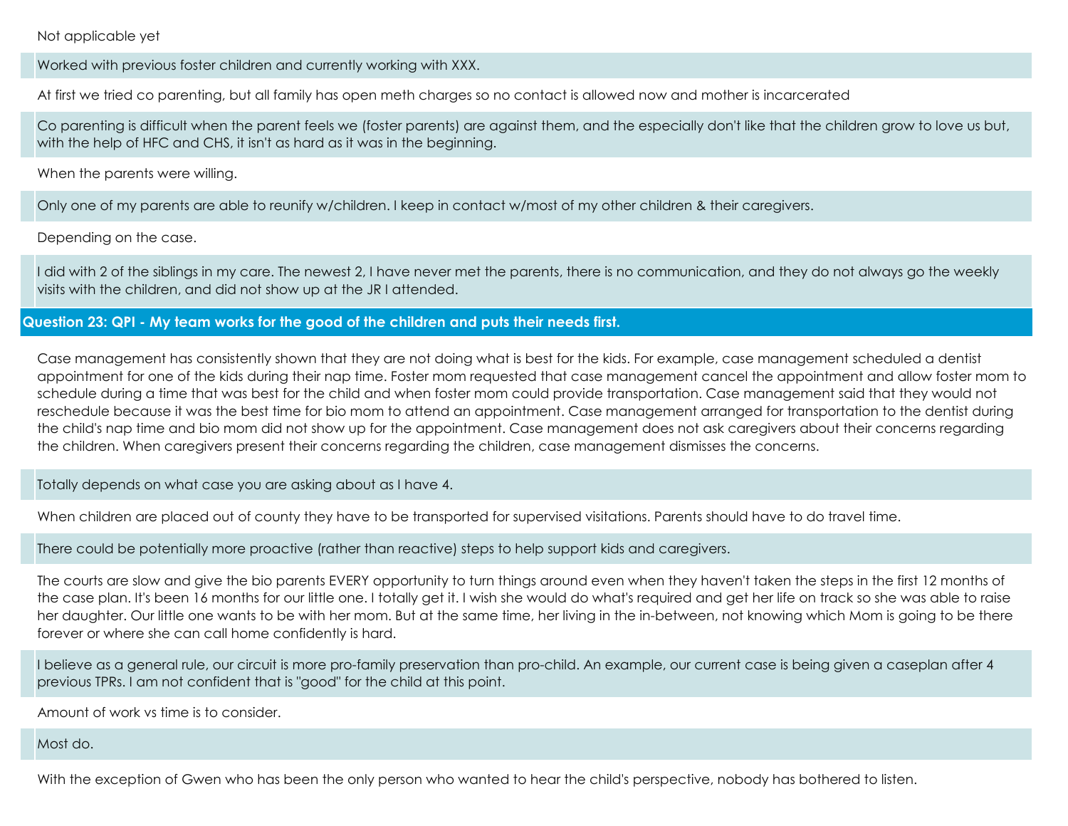Not applicable yet

Worked with previous foster children and currently working with XXX.

At first we tried co parenting, but all family has open meth charges so no contact is allowed now and mother is incarcerated

Co parenting is difficult when the parent feels we (foster parents) are against them, and the especially don't like that the children grow to love us but, with the help of HFC and CHS, it isn't as hard as it was in the beginning.

When the parents were willing.

Only one of my parents are able to reunify w/children. I keep in contact w/most of my other children & their caregivers.

Depending on the case.

I did with 2 of the siblings in my care. The newest 2, I have never met the parents, there is no communication, and they do not always go the weekly visits with the children, and did not show up at the JR I attended.

**Question 23: QPI - My team works for the good of the children and puts their needs first.**

Case management has consistently shown that they are not doing what is best for the kids. For example, case management scheduled a dentist appointment for one of the kids during their nap time. Foster mom requested that case management cancel the appointment and allow foster mom to schedule during a time that was best for the child and when foster mom could provide transportation. Case management said that they would not reschedule because it was the best time for bio mom to attend an appointment. Case management arranged for transportation to the dentist during the child's nap time and bio mom did not show up for the appointment. Case management does not ask caregivers about their concerns regarding the children. When caregivers present their concerns regarding the children, case management dismisses the concerns.

Totally depends on what case you are asking about as I have 4.

When children are placed out of county they have to be transported for supervised visitations. Parents should have to do travel time.

There could be potentially more proactive (rather than reactive) steps to help support kids and caregivers.

The courts are slow and give the bio parents EVERY opportunity to turn things around even when they haven't taken the steps in the first 12 months of the case plan. It's been 16 months for our little one. I totally get it. I wish she would do what's required and get her life on track so she was able to raise her daughter. Our little one wants to be with her mom. But at the same time, her living in the in-between, not knowing which Mom is going to be there forever or where she can call home confidently is hard.

I believe as a general rule, our circuit is more pro-family preservation than pro-child. An example, our current case is being given a caseplan after 4 previous TPRs. I am not confident that is "good" for the child at this point.

Amount of work vs time is to consider.

Most do.

With the exception of Gwen who has been the only person who wanted to hear the child's perspective, nobody has bothered to listen.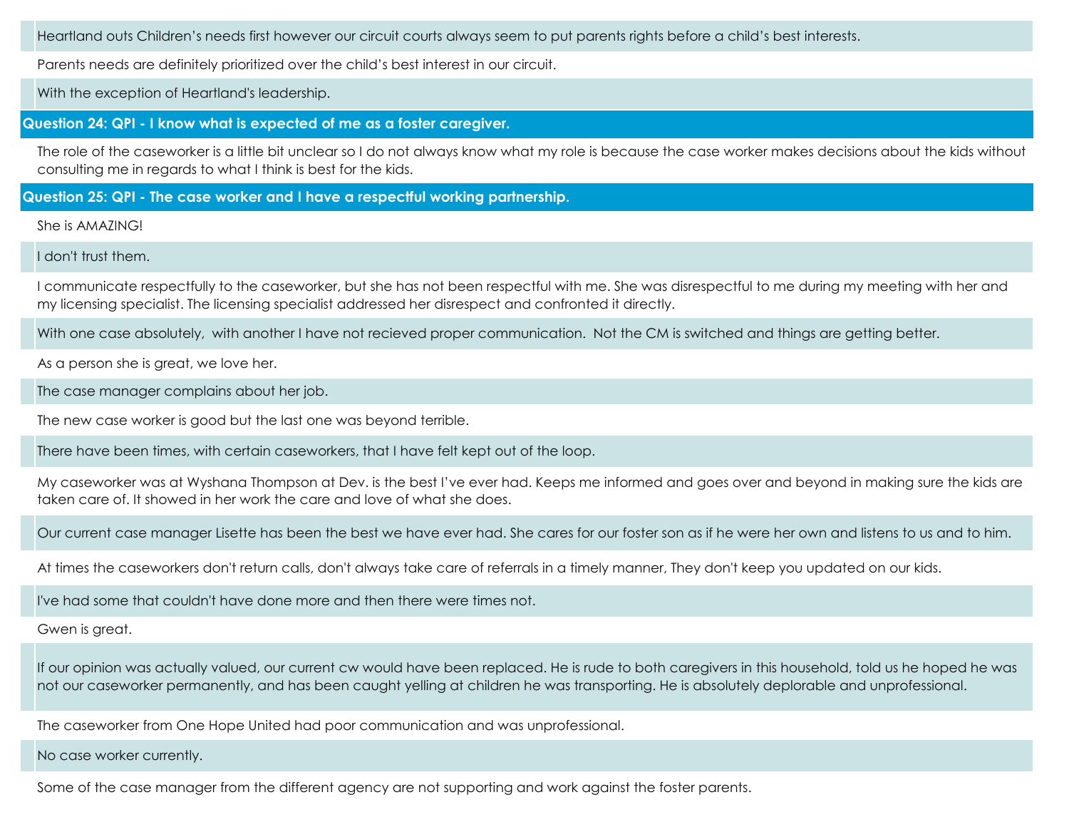Heartland outs Children's needs first however our circuit courts always seem to put parents rights before a child's best interests.

Parents needs are definitely prioritized over the child's best interest in our circuit.

With the exception of Heartland's leadership.

### Question 24: QPI - I know what is expected of me as a foster caregiver.

The role of the caseworker is a little bit unclear so I do not always know what my role is because the case worker makes decisions about the kids without consulting me in regards to what I think is best for the kids.

### Question 25: QPI - The case worker and I have a respectful working partnership.

She is AMAZING!

I don't trust them.

I communicate respectfully to the caseworker, but she has not been respectful with me. She was disrespectful to me during my meeting with her and my licensing specialist. The licensing specialist addressed her disrespect and confronted it directly.

With one case absolutely, with another I have not recieved proper communication. Not the CM is switched and things are getting better.

As a person she is great, we love her.

The case manager complains about her job.

The new case worker is good but the last one was beyond terrible.

There have been times, with certain caseworkers, that I have felt kept out of the loop.

My caseworker was at Wyshana Thompson at Dev. is the best I've ever had. Keeps me informed and goes over and beyond in making sure the kids are taken care of. It showed in her work the care and love of what she does.

Our current case manager Lisette has been the best we have ever had. She cares for our foster son as if he were her own and listens to us and to him.

At times the caseworkers don't return calls, don't always take care of referrals in a timely manner, They don't keep you updated on our kids.

I've had some that couldn't have done more and then there were times not.

Gwen is great.

If our opinion was actually valued, our current cw would have been replaced. He is rude to both caregivers in this household, told us he hoped he was not our caseworker permanently, and has been caught yelling at children he was transporting. He is absolutely deplorable and unprofessional.

The caseworker from One Hope United had poor communication and was unprofessional.

No case worker currently.

Some of the case manager from the different agency are not supporting and work against the foster parents.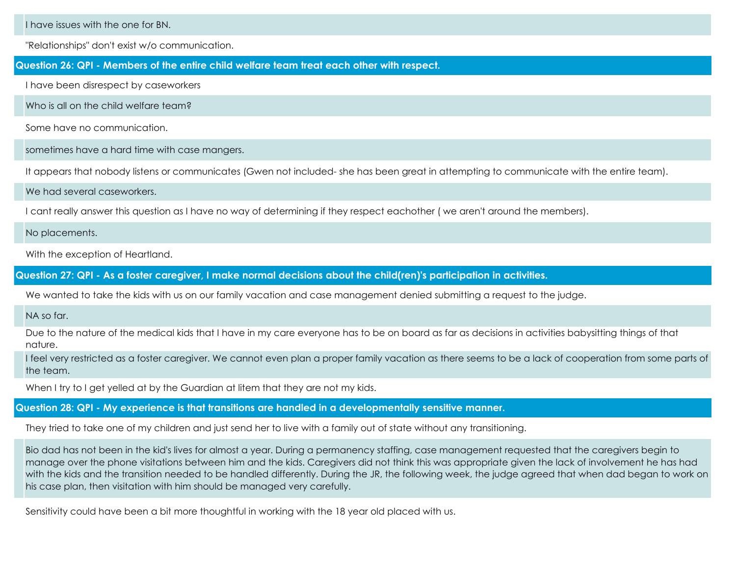I have issues with the one for BN.

"Relationships" don't exist w/o communication.

**Question 26: QPI - Members of the entire child welfare team treat each other with respect.**

I have been disrespect by caseworkers

Who is all on the child welfare team?

Some have no communication.

sometimes have a hard time with case mangers.

It appears that nobody listens or communicates (Gwen not included- she has been great in attempting to communicate with the entire team).

We had several caseworkers.

I cant really answer this question as I have no way of determining if they respect eachother ( we aren't around the members).

No placements.

With the exception of Heartland.

**Question 27: QPI - As a foster caregiver, I make normal decisions about the child(ren)'s participation in activities.**

We wanted to take the kids with us on our family vacation and case management denied submitting a request to the judge.

NA so far.

Due to the nature of the medical kids that I have in my care everyone has to be on board as far as decisions in activities babysitting things of that nature.

I feel very restricted as a foster caregiver. We cannot even plan a proper family vacation as there seems to be a lack of cooperation from some parts of the team.

When I try to I get yelled at by the Guardian at litem that they are not my kids.

**Question 28: QPI - My experience is that transitions are handled in a developmentally sensitive manner.**

They tried to take one of my children and just send her to live with a family out of state without any transitioning.

Bio dad has not been in the kid's lives for almost a year. During a permanency staffing, case management requested that the caregivers begin to manage over the phone visitations between him and the kids. Caregivers did not think this was appropriate given the lack of involvement he has had with the kids and the transition needed to be handled differently. During the JR, the following week, the judge agreed that when dad began to work on his case plan, then visitation with him should be managed very carefully.

Sensitivity could have been a bit more thoughtful in working with the 18 year old placed with us.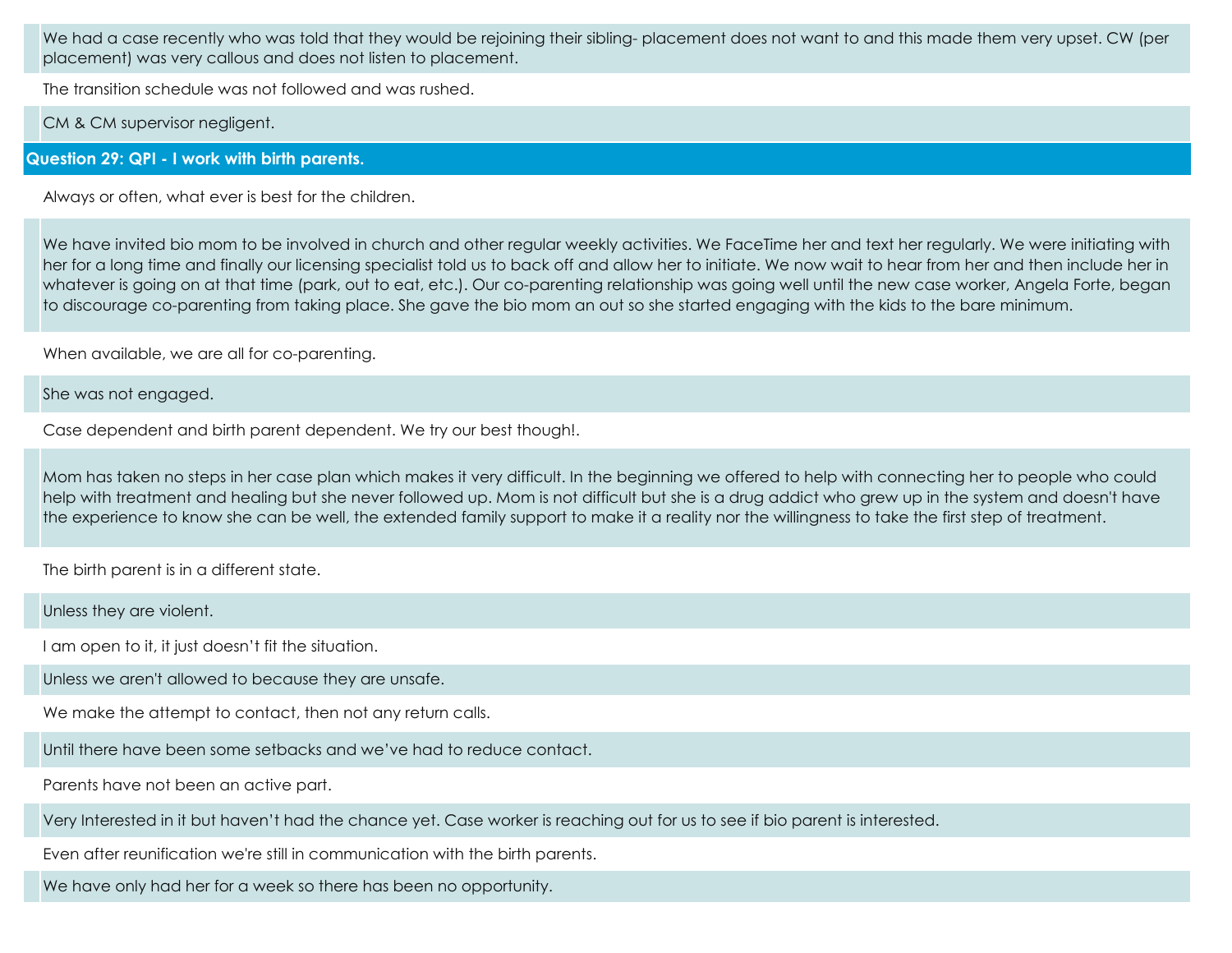We had a case recently who was told that they would be rejoining their sibling- placement does not want to and this made them very upset. CW (per placement) was very callous and does not listen to placement.

The transition schedule was not followed and was rushed.

CM & CM supervisor negligent.

## Question 29: QPI - I work with birth parents.

Always or often, what ever is best for the children.

We have invited bio mom to be involved in church and other regular weekly activities. We FaceTime her and text her regularly. We were initiating with her for a long time and finally our licensing specialist told us to back off and allow her to initiate. We now wait to hear from her and then include her in whatever is going on at that time (park, out to eat, etc.). Our co-parenting relationship was going well until the new case worker, Angela Forte, began to discourage co-parenting from taking place. She gave the bio mom an out so she started engaging with the kids to the bare minimum.

When available, we are all for co-parenting.

She was not engaged.

Case dependent and birth parent dependent. We try our best though!.

Mom has taken no steps in her case plan which makes it very difficult. In the beginning we offered to help with connecting her to people who could help with treatment and healing but she never followed up. Mom is not difficult but she is a drug addict who grew up in the system and doesn't have the experience to know she can be well, the extended family support to make it a reality nor the willingness to take the first step of treatment.

The birth parent is in a different state.

Unless they are violent.

I am open to it, it just doesn't fit the situation.

Unless we aren't allowed to because they are unsafe.

We make the attempt to contact, then not any return calls.

Until there have been some setbacks and we've had to reduce contact.

Parents have not been an active part.

Very Interested in it but haven't had the chance yet. Case worker is reaching out for us to see if bio parent is interested.

Even after reunification we're still in communication with the birth parents.

We have only had her for a week so there has been no opportunity.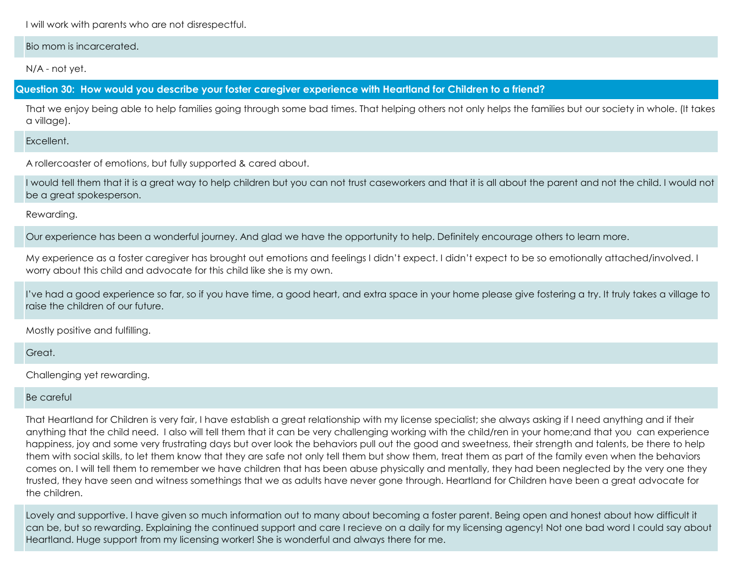I will work with parents who are not disrespectful.

Bio mom is incarcerated.

N/A - not yet.

### Question 30: How would you describe your foster caregiver experience with Heartland for Children to a friend?

That we enjoy being able to help families going through some bad times. That helping others not only helps the families but our society in whole. (It takes a village).

Excellent.

A rollercoaster of emotions, but fully supported & cared about.

I would tell them that it is a great way to help children but you can not trust caseworkers and that it is all about the parent and not the child. I would not be a great spokesperson.

Rewarding.

Our experience has been a wonderful journey. And glad we have the opportunity to help. Definitely encourage others to learn more.

My experience as a foster caregiver has brought out emotions and feelings I didn't expect. I didn't expect to be so emotionally attached/involved. I worry about this child and advocate for this child like she is my own.

I've had a good experience so far, so if you have time, a good heart, and extra space in your home please give fostering a try. It truly takes a village to raise the children of our future.

Mostly positive and fulfilling.

Great.

Challenging yet rewarding.

Be careful

That Heartland for Children is very fair, I have establish a great relationship with my license specialist; she always asking if I need anything and if their anything that the child need. I also will tell them that it can be very challenging working with the child/ren in your home;and that you can experience happiness, joy and some very frustrating days but over look the behaviors pull out the good and sweetness, their strength and talents, be there to help them with social skills, to let them know that they are safe not only tell them but show them, treat them as part of the family even when the behaviors comes on. I will tell them to remember we have children that has been abuse physically and mentally, they had been neglected by the very one they trusted, they have seen and witness somethings that we as adults have never gone through. Heartland for Children have been a great advocate for the children.

Lovely and supportive. I have given so much information out to many about becoming a foster parent. Being open and honest about how difficult it can be, but so rewarding. Explaining the continued support and care I recieve on a daily for my licensing agency! Not one bad word I could say about Heartland. Huge support from my licensing worker! She is wonderful and always there for me.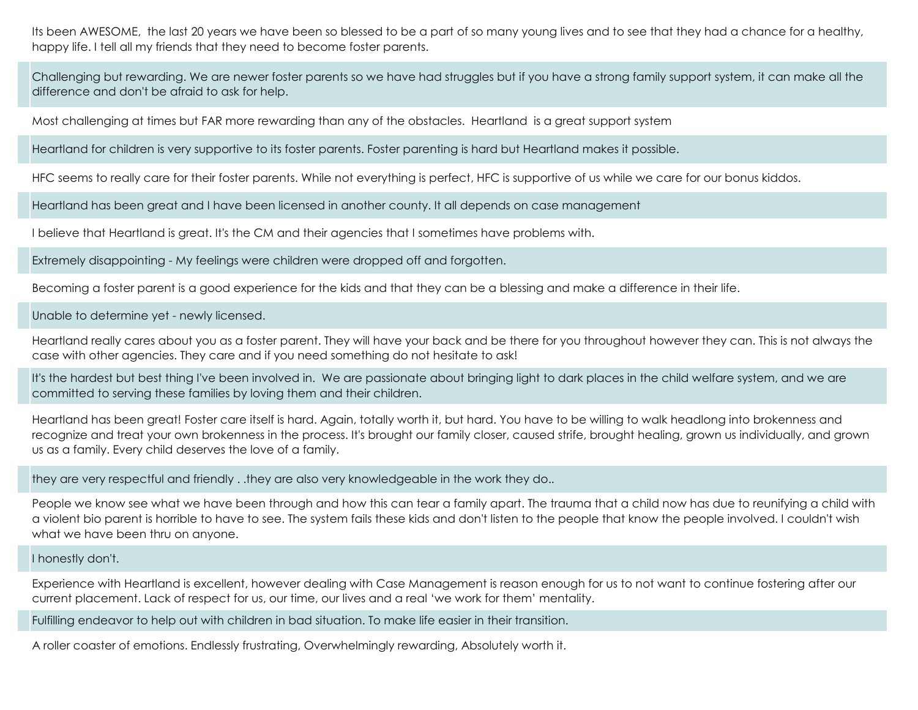Its been AWESOME,  the last 20 years we have been so blessed to be a part of so many young lives and to see that they had a chance for a healthy, happy life. I tell all my friends that they need to become foster parents.

Challenging but rewarding. We are newer foster parents so we have had struggles but if you have a strong family support system, it can make all the difference and don't be afraid to ask for help.

Most challenging at times but FAR more rewarding than any of the obstacles.  Heartland  is a great support system

Heartland for children is very supportive to its foster parents. Foster parenting is hard but Heartland makes it possible.

HFC seems to really care for their foster parents. While not everything is perfect, HFC is supportive of us while we care for our bonus kiddos.

Heartland has been great and I have been licensed in another county. It all depends on case management

I believe that Heartland is great. It's the CM and their agencies that I sometimes have problems with.

Extremely disappointing - My feelings were children were dropped off and forgotten.

Becoming a foster parent is a good experience for the kids and that they can be a blessing and make a difference in their life.

Unable to determine yet - newly licensed.

Heartland really cares about you as a foster parent. They will have your back and be there for you throughout however they can. This is not always the case with other agencies. They care and if you need something do not hesitate to ask!

It's the hardest but best thing I've been involved in.  We are passionate about bringing light to dark places in the child welfare system, and we are committed to serving these families by loving them and their children.

Heartland has been great! Foster care itself is hard. Again, totally worth it, but hard. You have to be willing to walk headlong into brokenness and recognize and treat your own brokenness in the process. It's brought our family closer, caused strife, brought healing, grown us individually, and grown us as a family. Every child deserves the love of a family.

they are very respectful and friendly . .they are also very knowledgeable in the work they do..

People we know see what we have been through and how this can tear a family apart. The trauma that a child now has due to reunifying a child with a violent bio parent is horrible to have to see. The system fails these kids and don't listen to the people that know the people involved. I couldn't wish what we have been thru on anyone.

I honestly don't.

Experience with Heartland is excellent, however dealing with Case Management is reason enough for us to not want to continue fostering after our current placement. Lack of respect for us, our time, our lives and a real 'we work for them' mentality.

Fulfilling endeavor to help out with children in bad situation. To make life easier in their transition.

A roller coaster of emotions. Endlessly frustrating, Overwhelmingly rewarding, Absolutely worth it.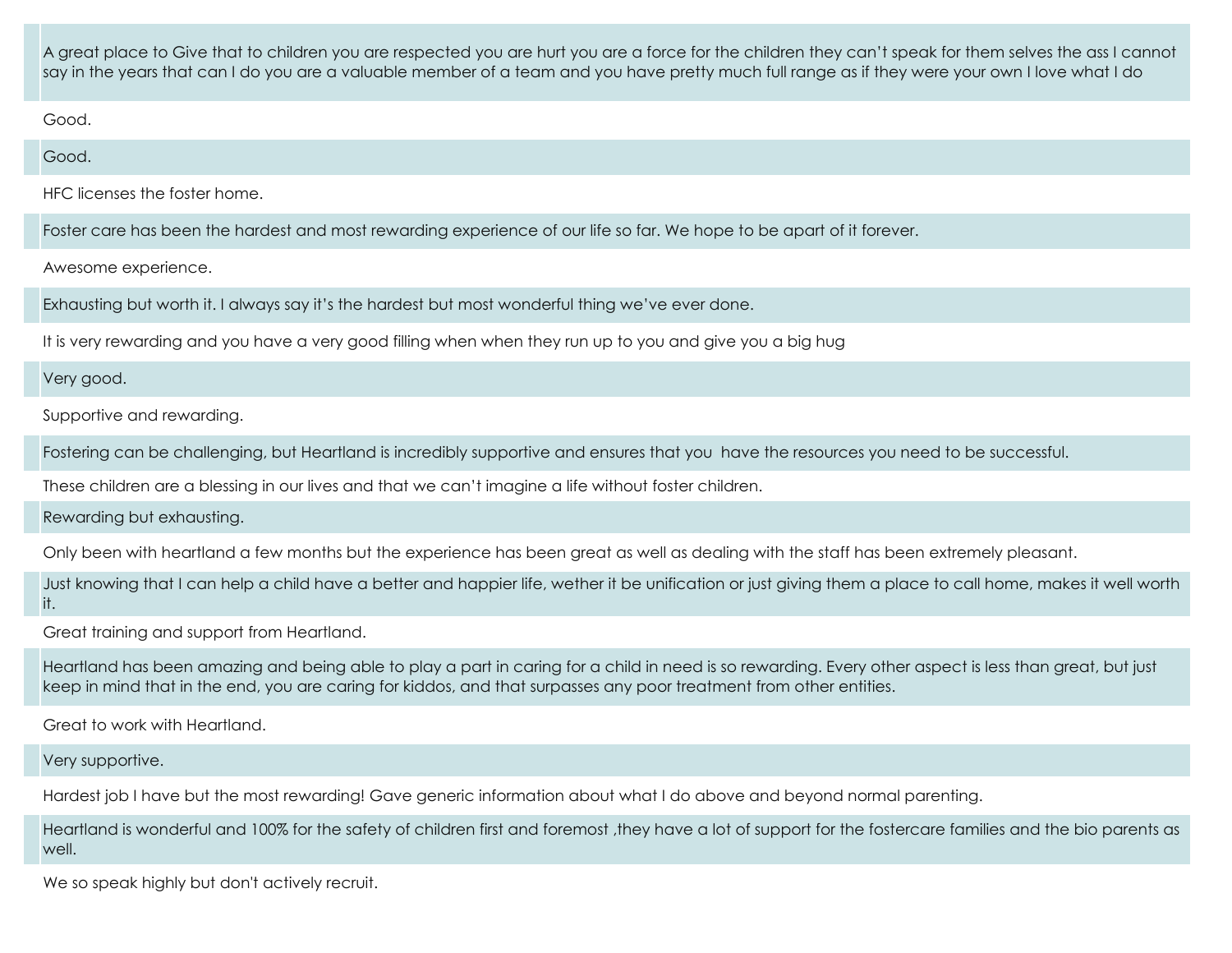A great place to Give that to children you are respected you are hurt you are a force for the children they can't speak for them selves the ass I cannot say in the years that can I do you are a valuable member of a team and you have pretty much full range as if they were your own I love what I do

Good.

Good.

HFC licenses the foster home.

Foster care has been the hardest and most rewarding experience of our life so far. We hope to be apart of it forever.

Awesome experience.

Exhausting but worth it. I always say it's the hardest but most wonderful thing we've ever done.

It is very rewarding and you have a very good filling when when they run up to you and give you a big hug

Very good.

Supportive and rewarding.

Fostering can be challenging, but Heartland is incredibly supportive and ensures that you  have the resources you need to be successful.

These children are a blessing in our lives and that we can't imagine a life without foster children.

Rewarding but exhausting.

Only been with heartland a few months but the experience has been great as well as dealing with the staff has been extremely pleasant.

Just knowing that I can help a child have a better and happier life, wether it be unification or just giving them a place to call home, makes it well worth it.

Great training and support from Heartland.

Heartland has been amazing and being able to play a part in caring for a child in need is so rewarding. Every other aspect is less than great, but just keep in mind that in the end, you are caring for kiddos, and that surpasses any poor treatment from other entities.

Great to work with Heartland.

Very supportive.

Hardest job I have but the most rewarding! Gave generic information about what I do above and beyond normal parenting.

Heartland is wonderful and 100% for the safety of children first and foremost ,they have a lot of support for the fostercare families and the bio parents as well.

We so speak highly but don't actively recruit.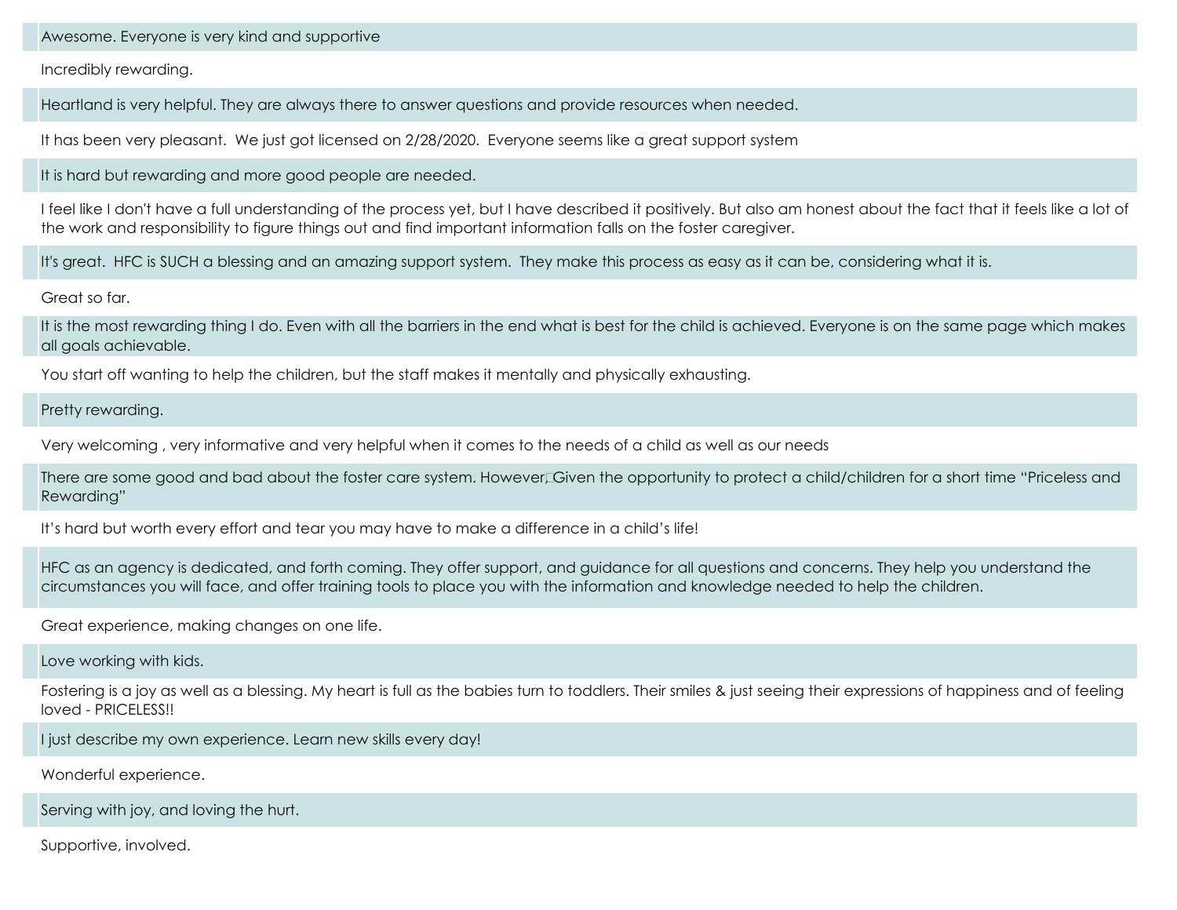Awesome. Everyone is very kind and supportive

Incredibly rewarding.

Heartland is very helpful. They are always there to answer questions and provide resources when needed.

It has been very pleasant. We just got licensed on 2/28/2020. Everyone seems like a great support system

It is hard but rewarding and more good people are needed.

I feel like I don't have a full understanding of the process yet, but I have described it positively. But also am honest about the fact that it feels like a lot of the work and responsibility to figure things out and find important information falls on the foster caregiver.

It's great. HFC is SUCH a blessing and an amazing support system. They make this process as easy as it can be, considering what it is.

Great so far.

It is the most rewarding thing I do. Even with all the barriers in the end what is best for the child is achieved. Everyone is on the same page which makes all goals achievable.

You start off wanting to help the children, but the staff makes it mentally and physically exhausting.

Pretty rewarding.

Very welcoming , very informative and very helpful when it comes to the needs of a child as well as our needs

There are some good and bad about the foster care system. However, Given the opportunity to protect a child/children for a short time "Priceless and Rewarding"

It's hard but worth every effort and tear you may have to make a difference in a child's life!

HFC as an agency is dedicated, and forth coming. They offer support, and guidance for all questions and concerns. They help you understand the circumstances you will face, and offer training tools to place you with the information and knowledge needed to help the children.

Great experience, making changes on one life.

Love working with kids.

Fostering is a joy as well as a blessing. My heart is full as the babies turn to toddlers. Their smiles & just seeing their expressions of happiness and of feeling loved - PRICELESS!!

I just describe my own experience. Learn new skills every day!

Wonderful experience.

Serving with joy, and loving the hurt.

Supportive, involved.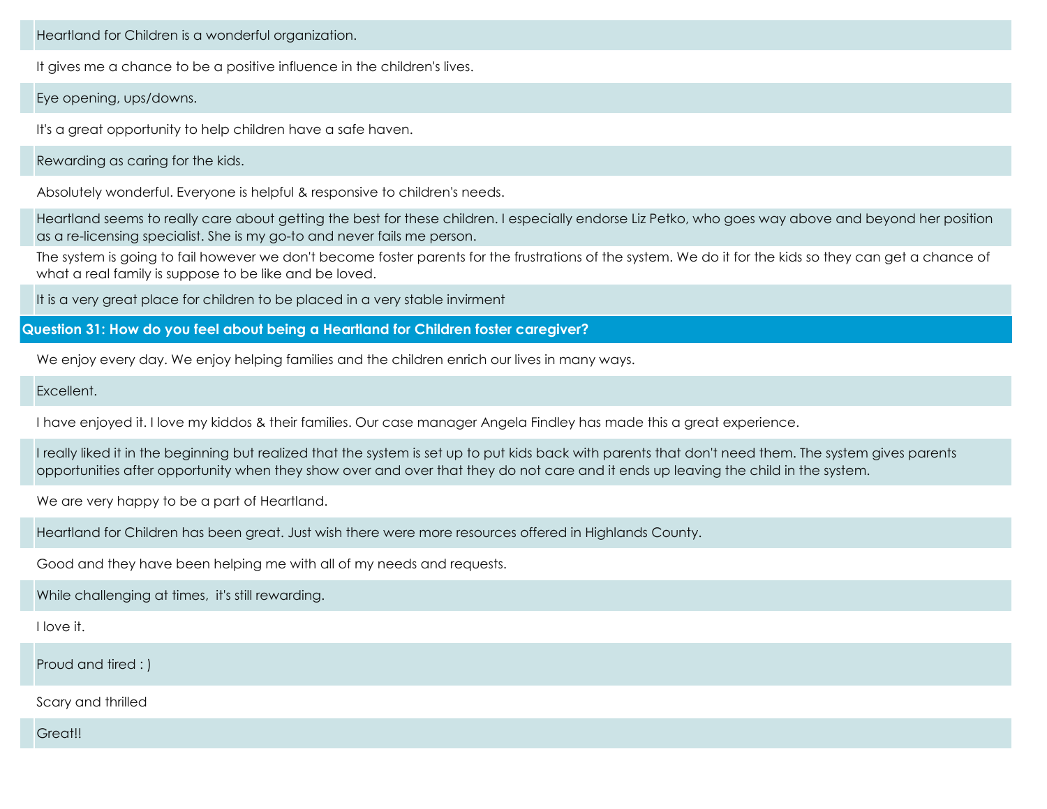Heartland for Children is a wonderful organization.

It gives me a chance to be a positive influence in the children's lives.

Eye opening, ups/downs.

It's a great opportunity to help children have a safe haven.

Rewarding as caring for the kids.

Absolutely wonderful. Everyone is helpful & responsive to children's needs.

Heartland seems to really care about getting the best for these children. I especially endorse Liz Petko, who goes way above and beyond her position as a re-licensing specialist. She is my go-to and never fails me person.

The system is going to fail however we don't become foster parents for the frustrations of the system. We do it for the kids so they can get a chance of what a real family is suppose to be like and be loved.

It is a very great place for children to be placed in a very stable invirment

## Question 31: How do you feel about being a Heartland for Children foster caregiver?

We enjoy every day. We enjoy helping families and the children enrich our lives in many ways.

Excellent.

I have enjoyed it. I love my kiddos & their families. Our case manager Angela Findley has made this a great experience.

I really liked it in the beginning but realized that the system is set up to put kids back with parents that don't need them. The system gives parents opportunities after opportunity when they show over and over that they do not care and it ends up leaving the child in the system.

We are very happy to be a part of Heartland.

Heartland for Children has been great. Just wish there were more resources offered in Highlands County.

Good and they have been helping me with all of my needs and requests.

While challenging at times, it's still rewarding.

I love it.

Proud and tired : )

Scary and thrilled

Great!!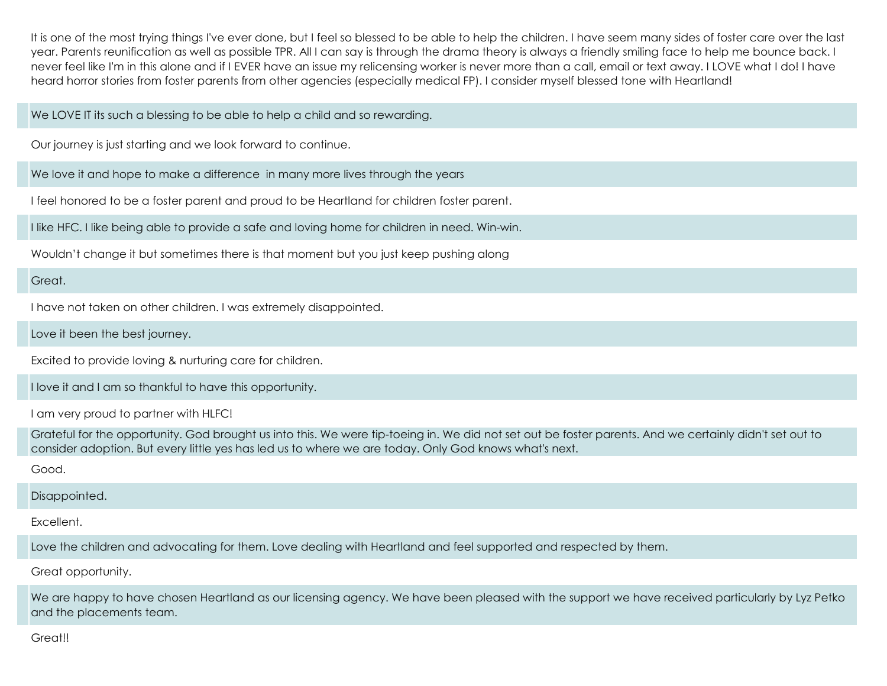It is one of the most trying things I've ever done, but I feel so blessed to be able to help the children. I have seem many sides of foster care over the last year. Parents reunification as well as possible TPR. All I can say is through the drama theory is always a friendly smiling face to help me bounce back. I never feel like I'm in this alone and if I EVER have an issue my relicensing worker is never more than a call, email or text away. I LOVE what I do! I have heard horror stories from foster parents from other agencies (especially medical FP). I consider myself blessed tone with Heartland!

We LOVE IT its such a blessing to be able to help a child and so rewarding.

Our journey is just starting and we look forward to continue.

We love it and hope to make a difference in many more lives through the years

I feel honored to be a foster parent and proud to be Heartland for children foster parent.

I like HFC. I like being able to provide a safe and loving home for children in need. Win-win.

Wouldn't change it but sometimes there is that moment but you just keep pushing along

Great.

I have not taken on other children. I was extremely disappointed.

Love it been the best journey.

Excited to provide loving & nurturing care for children.

I love it and I am so thankful to have this opportunity.

I am very proud to partner with HLFC!

Grateful for the opportunity. God brought us into this. We were tip-toeing in. We did not set out be foster parents. And we certainly didn't set out to consider adoption. But every little yes has led us to where we are today. Only God knows what's next.

Good.

Disappointed.

Excellent.

Love the children and advocating for them. Love dealing with Heartland and feel supported and respected by them.

Great opportunity.

We are happy to have chosen Heartland as our licensing agency. We have been pleased with the support we have received particularly by Lyz Petko and the placements team.

Great!!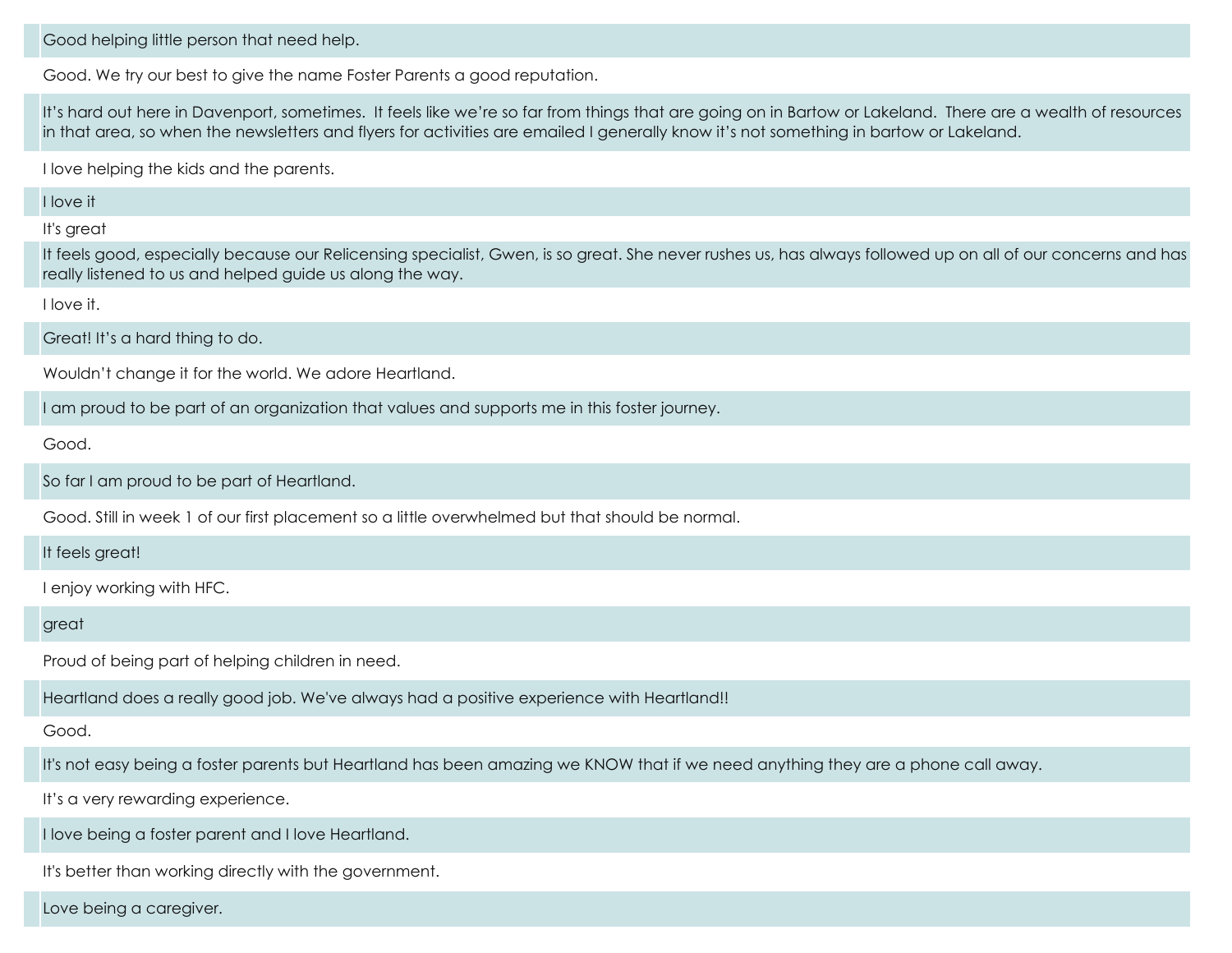| |
|---|
| Good helping little person that need help. |
| Good. We try our best to give the name Foster Parents a good reputation. |
| It's hard out here in Davenport, sometimes. It feels like we're so far from things that are going on in Bartow or Lakeland. There are a wealth of resources in that area, so when the newsletters and flyers for activities are emailed I generally know it's not something in bartow or Lakeland. |
| I love helping the kids and the parents. |
| I love it |
| It's great |
| It feels good, especially because our Relicensing specialist, Gwen, is so great. She never rushes us, has always followed up on all of our concerns and has really listened to us and helped guide us along the way. |
| I love it. |
| Great! It's a hard thing to do. |
| Wouldn't change it for the world. We adore Heartland. |
| I am proud to be part of an organization that values and supports me in this foster journey. |
| Good. |
| So far I am proud to be part of Heartland. |
| Good. Still in week 1 of our first placement so a little overwhelmed but that should be normal. |
| It feels great! |
| I enjoy working with HFC. |
| great |
| Proud of being part of helping children in need. |
| Heartland does a really good job. We've always had a positive experience with Heartland!! |
| Good. |
| It's not easy being a foster parents but Heartland has been amazing we KNOW that if we need anything they are a phone call away. |
| It's a very rewarding experience. |
| I love being a foster parent and I love Heartland. |
| It's better than working directly with the government. |
| Love being a caregiver. |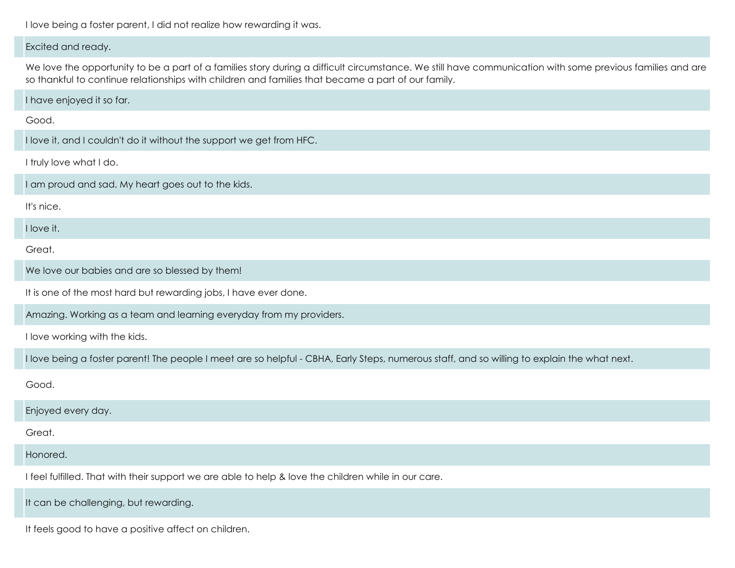I love being a foster parent, I did not realize how rewarding it was.

Excited and ready.

We love the opportunity to be a part of a families story during a difficult circumstance. We still have communication with some previous families and are so thankful to continue relationships with children and families that became a part of our family.

I have enjoyed it so far.

Good.

I love it, and I couldn't do it without the support we get from HFC.

I truly love what I do.

I am proud and sad. My heart goes out to the kids.

It's nice.

I love it.

Great.

We love our babies and are so blessed by them!

It is one of the most hard but rewarding jobs, I have ever done.

Amazing. Working as a team and learning everyday from my providers.

I love working with the kids.

I love being a foster parent! The people I meet are so helpful - CBHA, Early Steps, numerous staff, and so willing to explain the what next.

Good.

Enjoyed every day.

Great.

Honored.

I feel fulfilled. That with their support we are able to help & love the children while in our care.

It can be challenging, but rewarding.

It feels good to have a positive affect on children.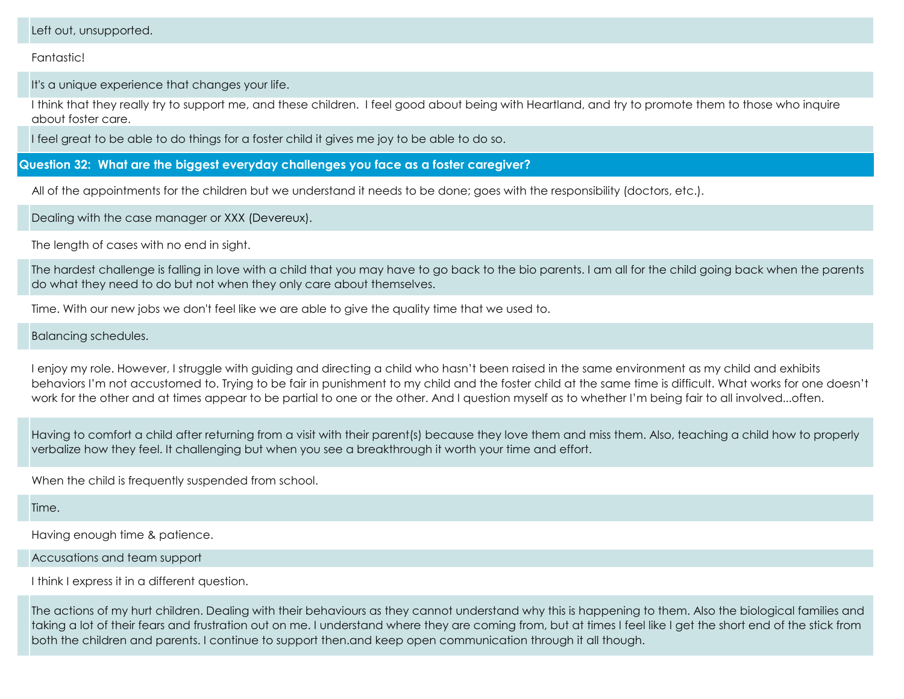Left out, unsupported.

Fantastic!

It's a unique experience that changes your life.

I think that they really try to support me, and these children. I feel good about being with Heartland, and try to promote them to those who inquire about foster care.

I feel great to be able to do things for a foster child it gives me joy to be able to do so.

**Question 32: What are the biggest everyday challenges you face as a foster caregiver?**

All of the appointments for the children but we understand it needs to be done; goes with the responsibility (doctors, etc.).

Dealing with the case manager or XXX (Devereux).

The length of cases with no end in sight.

The hardest challenge is falling in love with a child that you may have to go back to the bio parents. I am all for the child going back when the parents do what they need to do but not when they only care about themselves.

Time. With our new jobs we don't feel like we are able to give the quality time that we used to.

Balancing schedules.

I enjoy my role. However, I struggle with guiding and directing a child who hasn't been raised in the same environment as my child and exhibits behaviors I'm not accustomed to. Trying to be fair in punishment to my child and the foster child at the same time is difficult. What works for one doesn't work for the other and at times appear to be partial to one or the other. And I question myself as to whether I'm being fair to all involved...often.

Having to comfort a child after returning from a visit with their parent(s) because they love them and miss them. Also, teaching a child how to properly verbalize how they feel. It challenging but when you see a breakthrough it worth your time and effort.

When the child is frequently suspended from school.

Time.

Having enough time & patience.

Accusations and team support

I think I express it in a different question.

The actions of my hurt children. Dealing with their behaviours as they cannot understand why this is happening to them. Also the biological families and taking a lot of their fears and frustration out on me. I understand where they are coming from, but at times I feel like I get the short end of the stick from both the children and parents. I continue to support then.and keep open communication through it all though.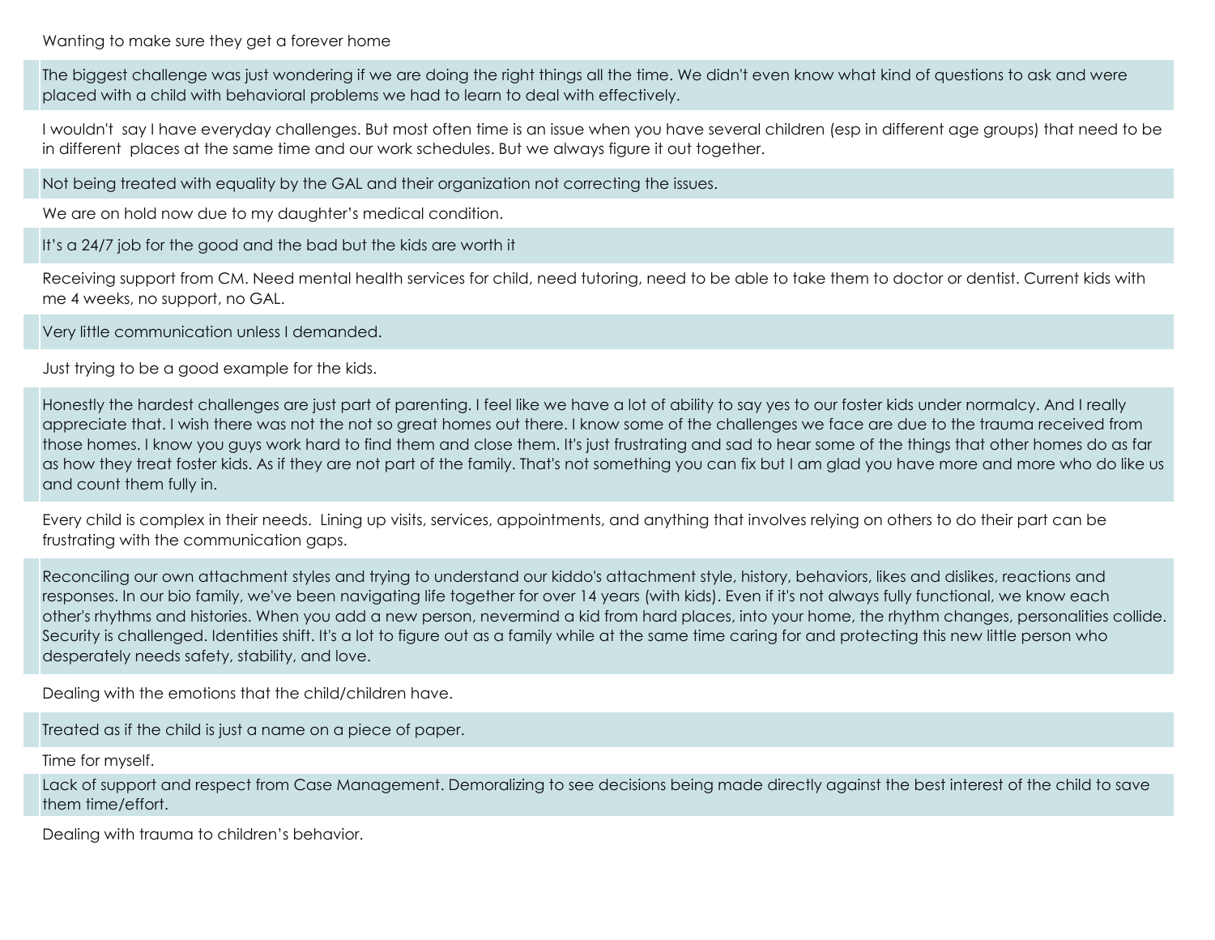Wanting to make sure they get a forever home

The biggest challenge was just wondering if we are doing the right things all the time. We didn't even know what kind of questions to ask and were placed with a child with behavioral problems we had to learn to deal with effectively.

I wouldn't say I have everyday challenges. But most often time is an issue when you have several children (esp in different age groups) that need to be in different places at the same time and our work schedules. But we always figure it out together.

Not being treated with equality by the GAL and their organization not correcting the issues.

We are on hold now due to my daughter's medical condition.

It's a 24/7 job for the good and the bad but the kids are worth it

Receiving support from CM. Need mental health services for child, need tutoring, need to be able to take them to doctor or dentist. Current kids with me 4 weeks, no support, no GAL.

Very little communication unless I demanded.

Just trying to be a good example for the kids.

Honestly the hardest challenges are just part of parenting. I feel like we have a lot of ability to say yes to our foster kids under normalcy. And I really appreciate that. I wish there was not the not so great homes out there. I know some of the challenges we face are due to the trauma received from those homes. I know you guys work hard to find them and close them. It's just frustrating and sad to hear some of the things that other homes do as far as how they treat foster kids. As if they are not part of the family. That's not something you can fix but I am glad you have more and more who do like us and count them fully in.

Every child is complex in their needs. Lining up visits, services, appointments, and anything that involves relying on others to do their part can be frustrating with the communication gaps.

Reconciling our own attachment styles and trying to understand our kiddo's attachment style, history, behaviors, likes and dislikes, reactions and responses. In our bio family, we've been navigating life together for over 14 years (with kids). Even if it's not always fully functional, we know each other's rhythms and histories. When you add a new person, nevermind a kid from hard places, into your home, the rhythm changes, personalities collide. Security is challenged. Identities shift. It's a lot to figure out as a family while at the same time caring for and protecting this new little person who desperately needs safety, stability, and love.

Dealing with the emotions that the child/children have.

Treated as if the child is just a name on a piece of paper.

Time for myself.

Lack of support and respect from Case Management. Demoralizing to see decisions being made directly against the best interest of the child to save them time/effort.

Dealing with trauma to children's behavior.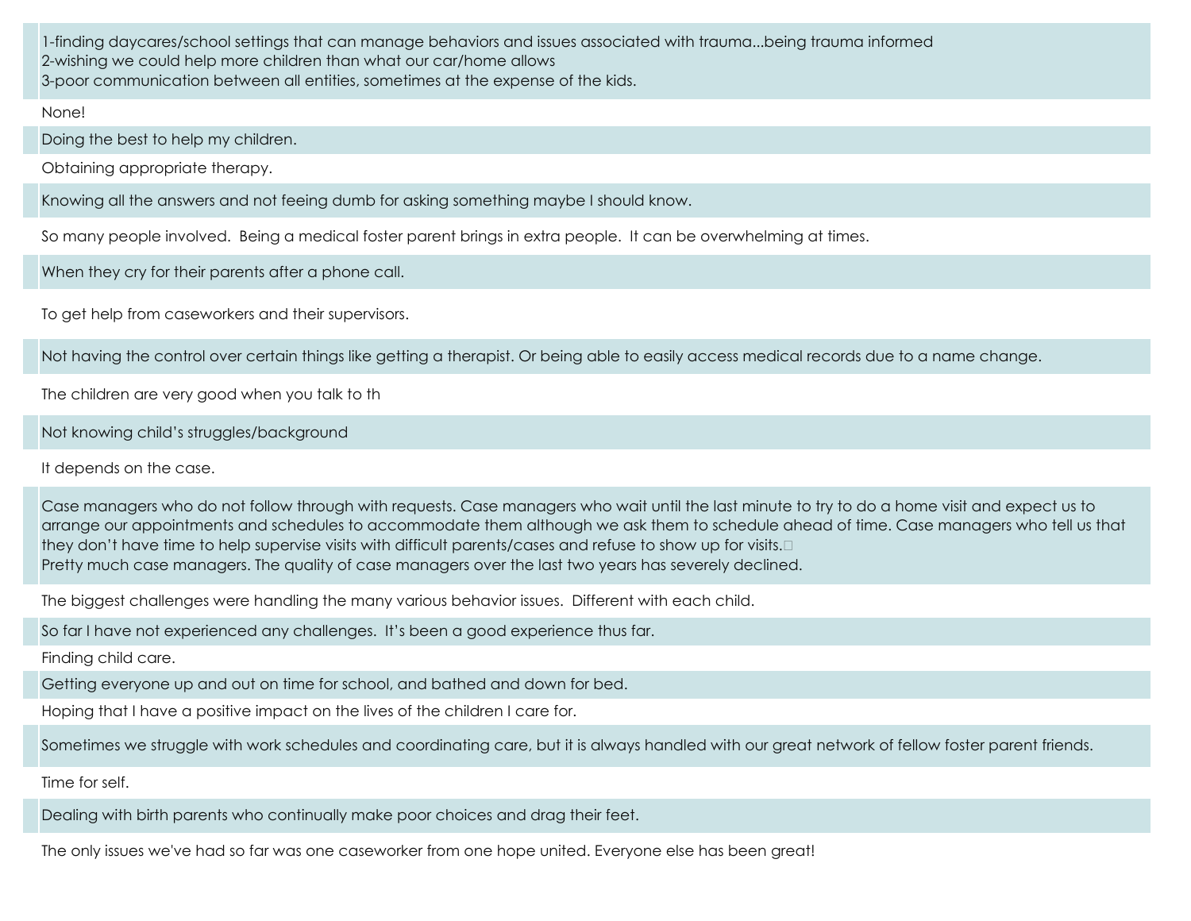1-finding daycares/school settings that can manage behaviors and issues associated with trauma...being trauma informed
2-wishing we could help more children than what our car/home allows
3-poor communication between all entities, sometimes at the expense of the kids.

None!

Doing the best to help my children.

Obtaining appropriate therapy.

Knowing all the answers and not feeing dumb for asking something maybe I should know.

So many people involved. Being a medical foster parent brings in extra people. It can be overwhelming at times.

When they cry for their parents after a phone call.

To get help from caseworkers and their supervisors.

Not having the control over certain things like getting a therapist. Or being able to easily access medical records due to a name change.

The children are very good when you talk to th

Not knowing child's struggles/background

It depends on the case.

Case managers who do not follow through with requests. Case managers who wait until the last minute to try to do a home visit and expect us to arrange our appointments and schedules to accommodate them although we ask them to schedule ahead of time. Case managers who tell us that they don't have time to help supervise visits with difficult parents/cases and refuse to show up for visits.
Pretty much case managers. The quality of case managers over the last two years has severely declined.

The biggest challenges were handling the many various behavior issues. Different with each child.

So far I have not experienced any challenges. It's been a good experience thus far.

Finding child care.

Getting everyone up and out on time for school, and bathed and down for bed.

Hoping that I have a positive impact on the lives of the children I care for.

Sometimes we struggle with work schedules and coordinating care, but it is always handled with our great network of fellow foster parent friends.

Time for self.

Dealing with birth parents who continually make poor choices and drag their feet.

The only issues we've had so far was one caseworker from one hope united. Everyone else has been great!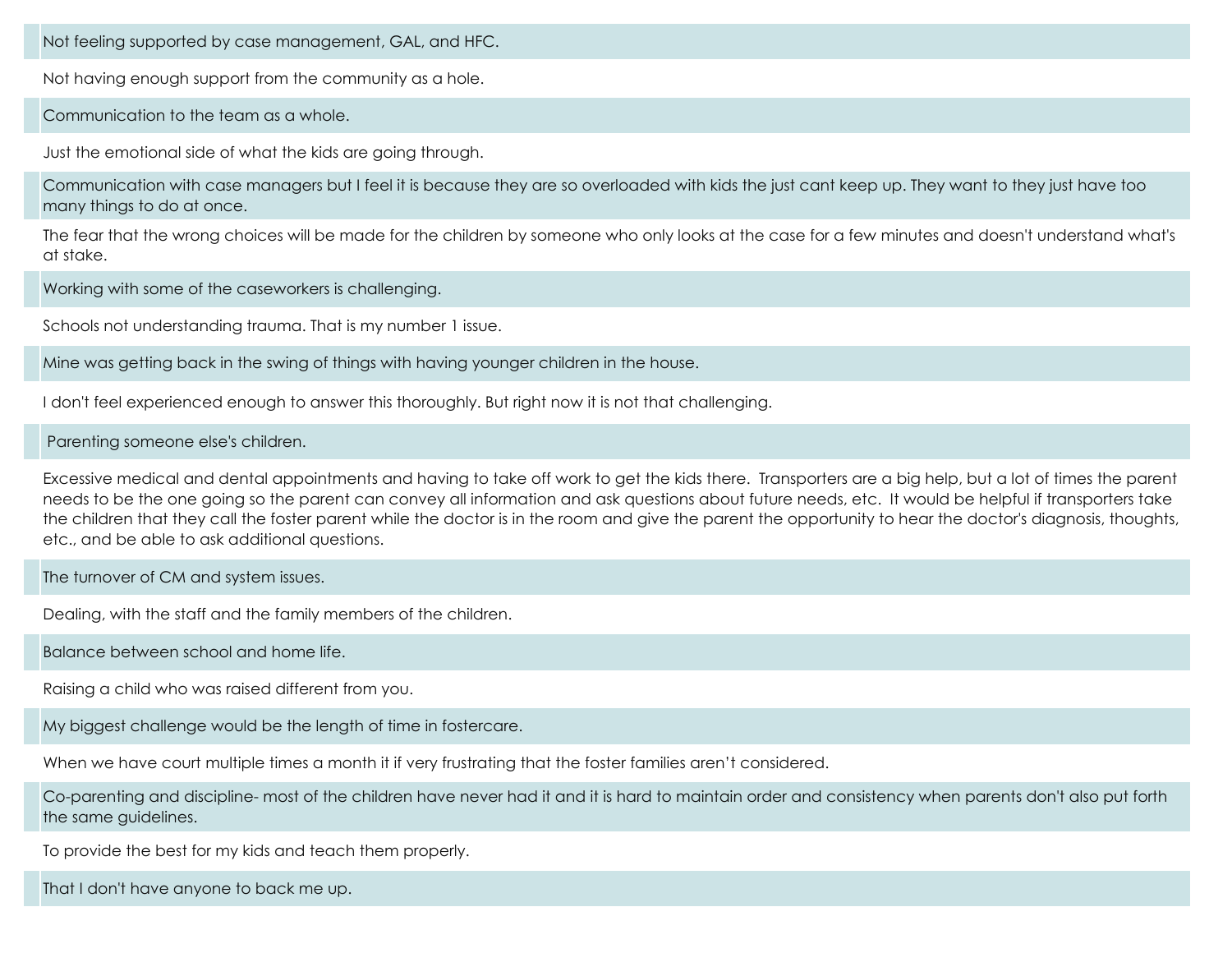Not feeling supported by case management, GAL, and HFC.

Not having enough support from the community as a hole.

Communication to the team as a whole.

Just the emotional side of what the kids are going through.

Communication with case managers but I feel it is because they are so overloaded with kids the just cant keep up. They want to they just have too many things to do at once.

The fear that the wrong choices will be made for the children by someone who only looks at the case for a few minutes and doesn't understand what's at stake.

Working with some of the caseworkers is challenging.

Schools not understanding trauma. That is my number 1 issue.

Mine was getting back in the swing of things with having younger children in the house.

I don't feel experienced enough to answer this thoroughly. But right now it is not that challenging.

Parenting someone else's children.

Excessive medical and dental appointments and having to take off work to get the kids there. Transporters are a big help, but a lot of times the parent needs to be the one going so the parent can convey all information and ask questions about future needs, etc. It would be helpful if transporters take the children that they call the foster parent while the doctor is in the room and give the parent the opportunity to hear the doctor's diagnosis, thoughts, etc., and be able to ask additional questions.

The turnover of CM and system issues.

Dealing, with the staff and the family members of the children.

Balance between school and home life.

Raising a child who was raised different from you.

My biggest challenge would be the length of time in fostercare.

When we have court multiple times a month it if very frustrating that the foster families aren't considered.

Co-parenting and discipline- most of the children have never had it and it is hard to maintain order and consistency when parents don't also put forth the same guidelines.

To provide the best for my kids and teach them properly.

That I don't have anyone to back me up.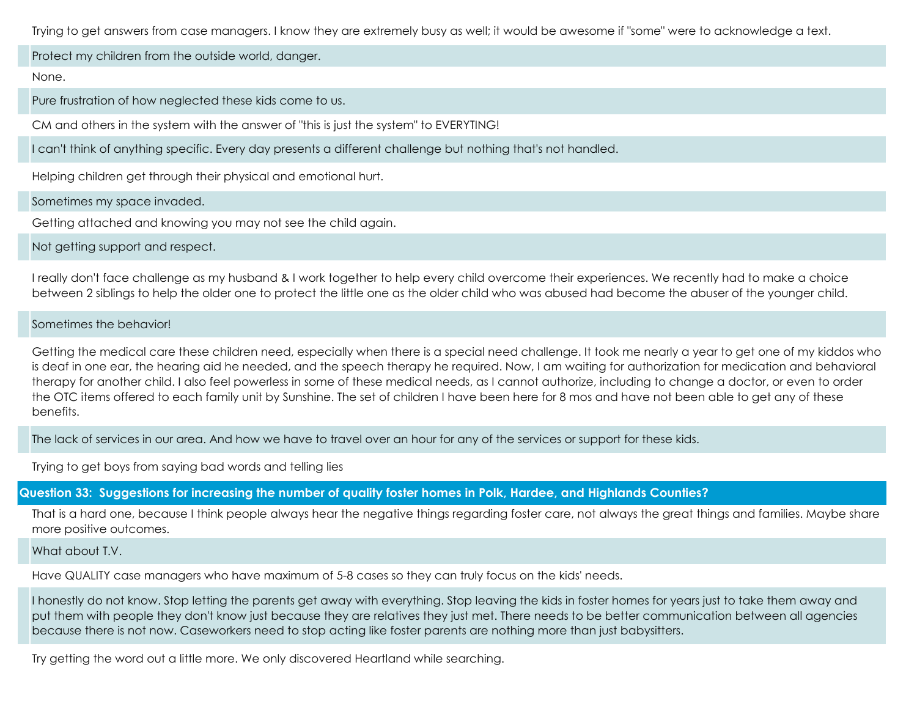Trying to get answers from case managers. I know they are extremely busy as well; it would be awesome if "some" were to acknowledge a text.

Protect my children from the outside world, danger.

None.

Pure frustration of how neglected these kids come to us.

CM and others in the system with the answer of "this is just the system" to EVERYTING!

I can't think of anything specific. Every day presents a different challenge but nothing that's not handled.

Helping children get through their physical and emotional hurt.

Sometimes my space invaded.

Getting attached and knowing you may not see the child again.

Not getting support and respect.

I really don't face challenge as my husband & I work together to help every child overcome their experiences. We recently had to make a choice between 2 siblings to help the older one to protect the little one as the older child who was abused had become the abuser of the younger child.

Sometimes the behavior!

Getting the medical care these children need, especially when there is a special need challenge. It took me nearly a year to get one of my kiddos who is deaf in one ear, the hearing aid he needed, and the speech therapy he required. Now, I am waiting for authorization for medication and behavioral therapy for another child. I also feel powerless in some of these medical needs, as I cannot authorize, including to change a doctor, or even to order the OTC items offered to each family unit by Sunshine. The set of children I have been here for 8 mos and have not been able to get any of these benefits.

The lack of services in our area. And how we have to travel over an hour for any of the services or support for these kids.

Trying to get boys from saying bad words and telling lies

## Question 33: Suggestions for increasing the number of quality foster homes in Polk, Hardee, and Highlands Counties?

That is a hard one, because I think people always hear the negative things regarding foster care, not always the great things and families. Maybe share more positive outcomes.

What about T.V.

Have QUALITY case managers who have maximum of 5-8 cases so they can truly focus on the kids' needs.

I honestly do not know. Stop letting the parents get away with everything. Stop leaving the kids in foster homes for years just to take them away and put them with people they don't know just because they are relatives they just met. There needs to be better communication between all agencies because there is not now. Caseworkers need to stop acting like foster parents are nothing more than just babysitters.

Try getting the word out a little more. We only discovered Heartland while searching.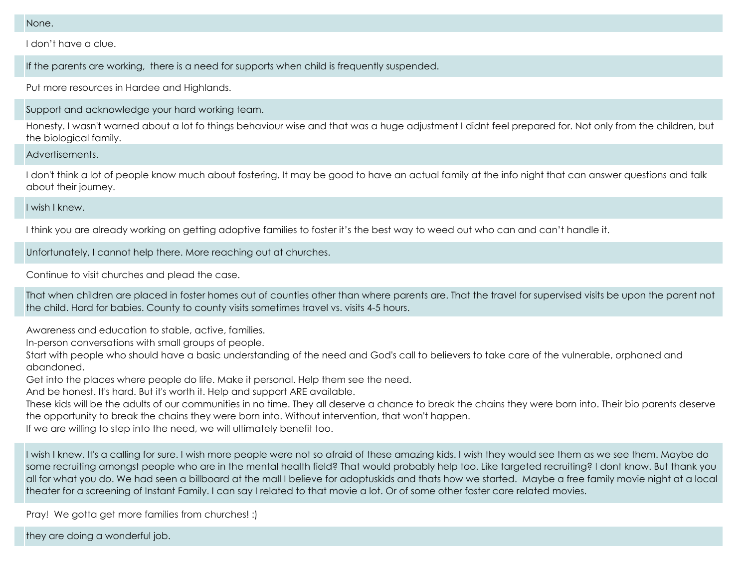None.

I don’t have a clue.

If the parents are working,  there is a need for supports when child is frequently suspended.

Put more resources in Hardee and Highlands.

Support and acknowledge your hard working team.

Honesty. I wasn't warned about a lot fo things behaviour wise and that was a huge adjustment I didnt feel prepared for. Not only from the children, but the biological family.

Advertisements.

I don't think a lot of people know much about fostering. It may be good to have an actual family at the info night that can answer questions and talk about their journey.

I wish I knew.

I think you are already working on getting adoptive families to foster it’s the best way to weed out who can and can’t handle it.

Unfortunately, I cannot help there. More reaching out at churches.

Continue to visit churches and plead the case.

That when children are placed in foster homes out of counties other than where parents are. That the travel for supervised visits be upon the parent not the child. Hard for babies. County to county visits sometimes travel vs. visits 4-5 hours.

Awareness and education to stable, active, families.
In-person conversations with small groups of people.
Start with people who should have a basic understanding of the need and God's call to believers to take care of the vulnerable, orphaned and abandoned.
Get into the places where people do life. Make it personal. Help them see the need.
And be honest. It's hard. But it's worth it. Help and support ARE available.
These kids will be the adults of our communities in no time. They all deserve a chance to break the chains they were born into. Their bio parents deserve the opportunity to break the chains they were born into. Without intervention, that won't happen.
If we are willing to step into the need, we will ultimately benefit too.

I wish I knew. It's a calling for sure. I wish more people were not so afraid of these amazing kids. I wish they would see them as we see them. Maybe do some recruiting amongst people who are in the mental health field? That would probably help too. Like targeted recruiting? I dont know. But thank you all for what you do. We had seen a billboard at the mall I believe for adoptuskids and thats how we started.  Maybe a free family movie night at a local theater for a screening of Instant Family. I can say I related to that movie a lot. Or of some other foster care related movies.

Pray!  We gotta get more families from churches! :)

they are doing a wonderful job.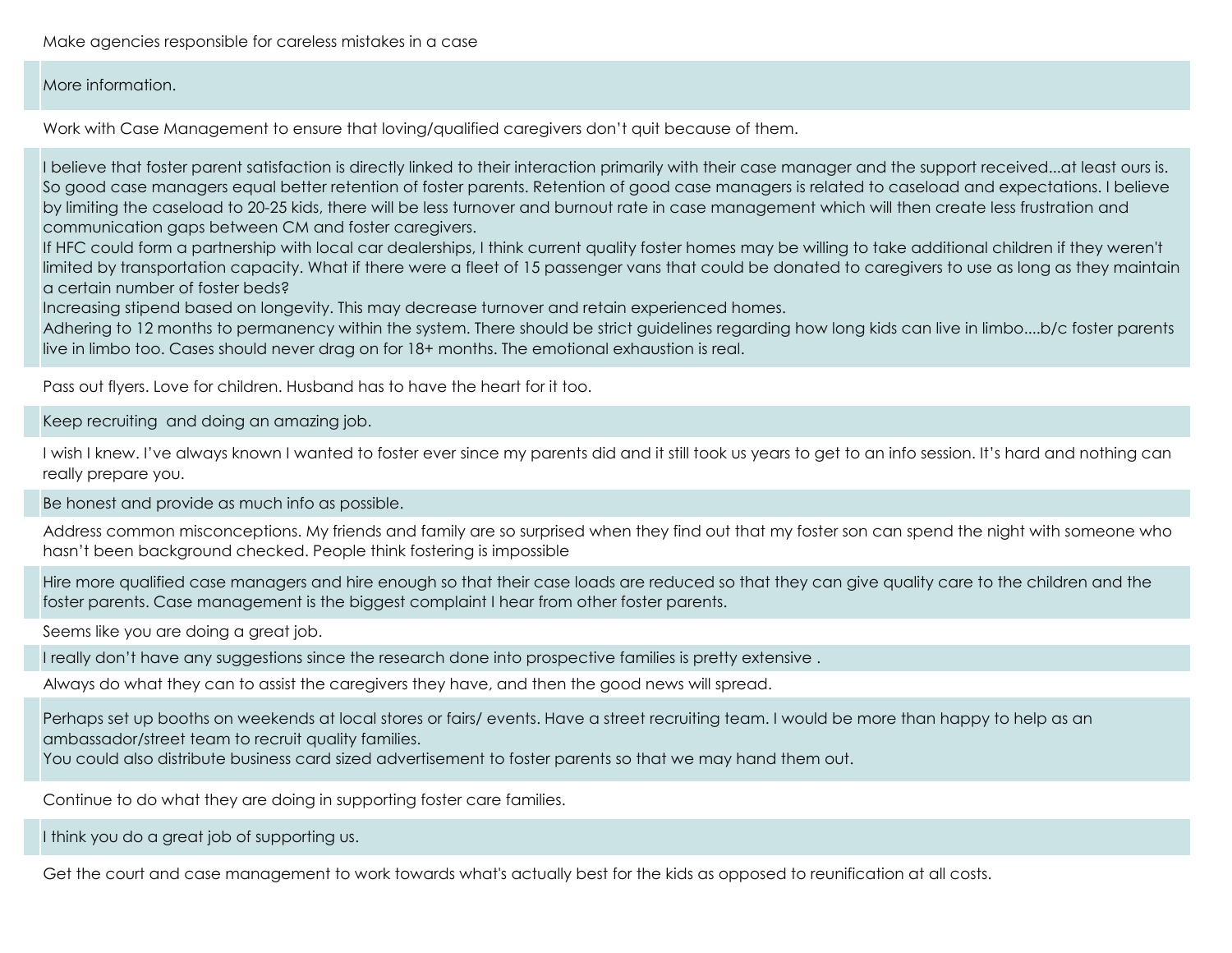Make agencies responsible for careless mistakes in a case

More information.

Work with Case Management to ensure that loving/qualified caregivers don't quit because of them.

I believe that foster parent satisfaction is directly linked to their interaction primarily with their case manager and the support received...at least ours is. So good case managers equal better retention of foster parents. Retention of good case managers is related to caseload and expectations. I believe by limiting the caseload to 20-25 kids, there will be less turnover and burnout rate in case management which will then create less frustration and communication gaps between CM and foster caregivers.
If HFC could form a partnership with local car dealerships, I think current quality foster homes may be willing to take additional children if they weren't limited by transportation capacity. What if there were a fleet of 15 passenger vans that could be donated to caregivers to use as long as they maintain a certain number of foster beds?
Increasing stipend based on longevity. This may decrease turnover and retain experienced homes.
Adhering to 12 months to permanency within the system. There should be strict guidelines regarding how long kids can live in limbo....b/c foster parents live in limbo too. Cases should never drag on for 18+ months. The emotional exhaustion is real.

Pass out flyers. Love for children. Husband has to have the heart for it too.

Keep recruiting and doing an amazing job.

I wish I knew. I've always known I wanted to foster ever since my parents did and it still took us years to get to an info session. It's hard and nothing can really prepare you.

Be honest and provide as much info as possible.

Address common misconceptions. My friends and family are so surprised when they find out that my foster son can spend the night with someone who hasn't been background checked. People think fostering is impossible

Hire more qualified case managers and hire enough so that their case loads are reduced so that they can give quality care to the children and the foster parents. Case management is the biggest complaint I hear from other foster parents.

Seems like you are doing a great job.

I really don't have any suggestions since the research done into prospective families is pretty extensive .

Always do what they can to assist the caregivers they have, and then the good news will spread.

Perhaps set up booths on weekends at local stores or fairs/ events. Have a street recruiting team. I would be more than happy to help as an ambassador/street team to recruit quality families.
You could also distribute business card sized advertisement to foster parents so that we may hand them out.

Continue to do what they are doing in supporting foster care families.

I think you do a great job of supporting us.

Get the court and case management to work towards what's actually best for the kids as opposed to reunification at all costs.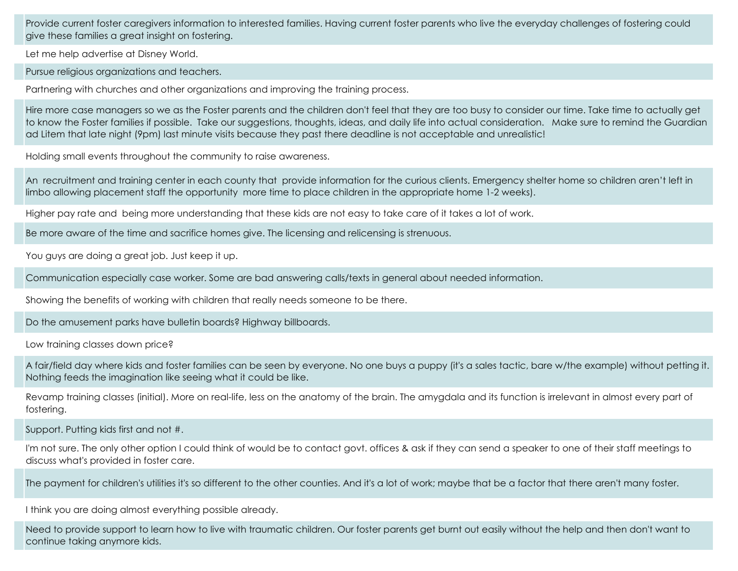Provide current foster caregivers information to interested families. Having current foster parents who live the everyday challenges of fostering could give these families a great insight on fostering.

Let me help advertise at Disney World.

Pursue religious organizations and teachers.

Partnering with churches and other organizations and improving the training process.

Hire more case managers so we as the Foster parents and the children don't feel that they are too busy to consider our time. Take time to actually get to know the Foster families if possible. Take our suggestions, thoughts, ideas, and daily life into actual consideration. Make sure to remind the Guardian ad Litem that late night (9pm) last minute visits because they past there deadline is not acceptable and unrealistic!

Holding small events throughout the community to raise awareness.

An recruitment and training center in each county that provide information for the curious clients. Emergency shelter home so children aren't left in limbo allowing placement staff the opportunity more time to place children in the appropriate home 1-2 weeks).

Higher pay rate and being more understanding that these kids are not easy to take care of it takes a lot of work.

Be more aware of the time and sacrifice homes give. The licensing and relicensing is strenuous.

You guys are doing a great job. Just keep it up.

Communication especially case worker. Some are bad answering calls/texts in general about needed information.

Showing the benefits of working with children that really needs someone to be there.

Do the amusement parks have bulletin boards? Highway billboards.

Low training classes down price?

A fair/field day where kids and foster families can be seen by everyone. No one buys a puppy (it's a sales tactic, bare w/the example) without petting it. Nothing feeds the imagination like seeing what it could be like.

Revamp training classes (initial). More on real-life, less on the anatomy of the brain. The amygdala and its function is irrelevant in almost every part of fostering.

Support. Putting kids first and not #.

I'm not sure. The only other option I could think of would be to contact govt. offices & ask if they can send a speaker to one of their staff meetings to discuss what's provided in foster care.

The payment for children's utilities it's so different to the other counties. And it's a lot of work; maybe that be a factor that there aren't many foster.

I think you are doing almost everything possible already.

Need to provide support to learn how to live with traumatic children. Our foster parents get burnt out easily without the help and then don't want to continue taking anymore kids.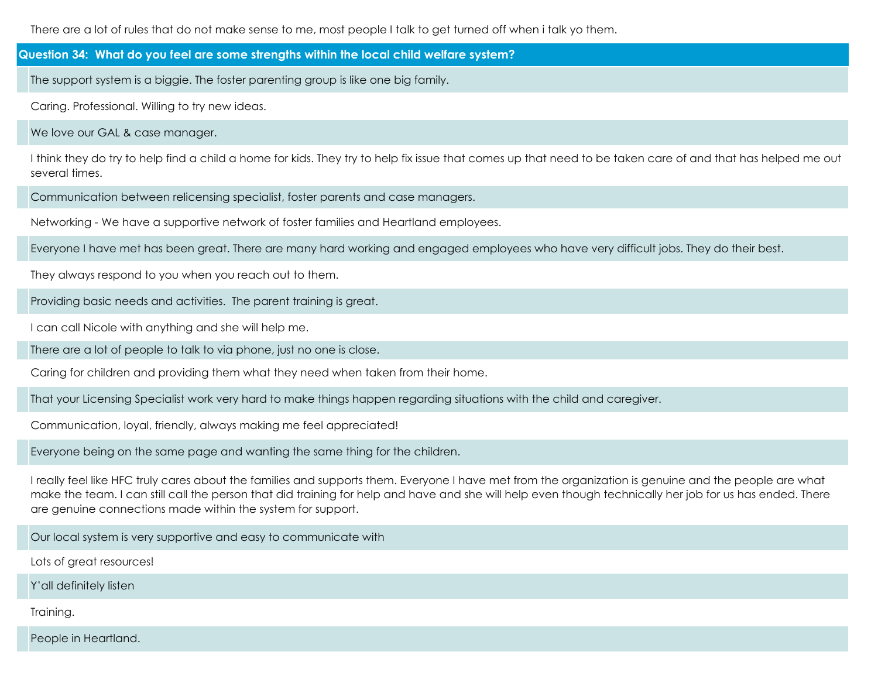There are a lot of rules that do not make sense to me, most people I talk to get turned off when i talk yo them.

| Question 34: What do you feel are some strengths within the local child welfare system? |
|---|
| The support system is a biggie. The foster parenting group is like one big family. |
| Caring. Professional. Willing to try new ideas. |
| We love our GAL & case manager. |
| I think they do try to help find a child a home for kids. They try to help fix issue that comes up that need to be taken care of and that has helped me out several times. |
| Communication between relicensing specialist, foster parents and case managers. |
| Networking - We have a supportive network of foster families and Heartland employees. |
| Everyone I have met has been great. There are many hard working and engaged employees who have very difficult jobs. They do their best. |
| They always respond to you when you reach out to them. |
| Providing basic needs and activities. The parent training is great. |
| I can call Nicole with anything and she will help me. |
| There are a lot of people to talk to via phone, just no one is close. |
| Caring for children and providing them what they need when taken from their home. |
| That your Licensing Specialist work very hard to make things happen regarding situations with the child and caregiver. |
| Communication, loyal, friendly, always making me feel appreciated! |
| Everyone being on the same page and wanting the same thing for the children. |
| I really feel like HFC truly cares about the families and supports them. Everyone I have met from the organization is genuine and the people are what make the team. I can still call the person that did training for help and have and she will help even though technically her job for us has ended. There are genuine connections made within the system for support. |
| Our local system is very supportive and easy to communicate with |
| Lots of great resources! |
| Y'all definitely listen |
| Training. |
| People in Heartland. |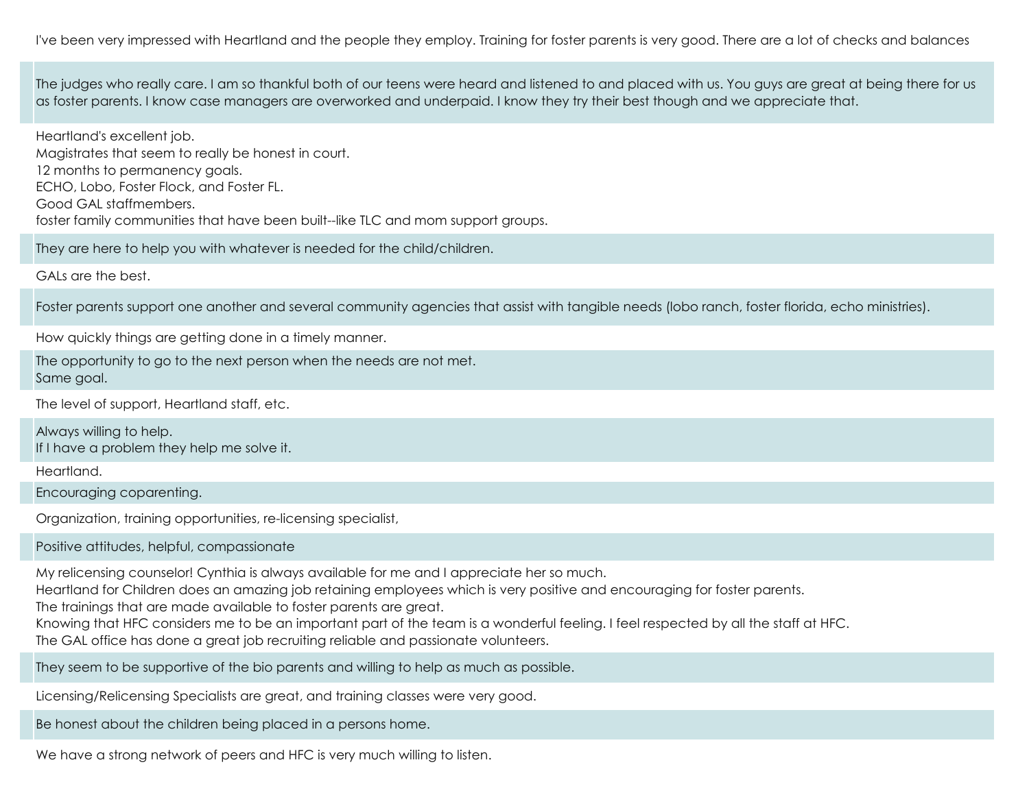I've been very impressed with Heartland and the people they employ. Training for foster parents is very good. There are a lot of checks and balances

The judges who really care. I am so thankful both of our teens were heard and listened to and placed with us. You guys are great at being there for us as foster parents. I know case managers are overworked and underpaid. I know they try their best though and we appreciate that.

Heartland's excellent job.
Magistrates that seem to really be honest in court.
12 months to permanency goals.
ECHO, Lobo, Foster Flock, and Foster FL.
Good GAL staffmembers.
foster family communities that have been built--like TLC and mom support groups.

They are here to help you with whatever is needed for the child/children.

GALs are the best.

Foster parents support one another and several community agencies that assist with tangible needs (lobo ranch, foster florida, echo ministries).

How quickly things are getting done in a timely manner.

The opportunity to go to the next person when the needs are not met.
Same goal.

The level of support, Heartland staff, etc.

Always willing to help.
If I have a problem they help me solve it.

Heartland.

Encouraging coparenting.

Organization, training opportunities, re-licensing specialist,

Positive attitudes, helpful, compassionate

My relicensing counselor! Cynthia is always available for me and I appreciate her so much.
Heartland for Children does an amazing job retaining employees which is very positive and encouraging for foster parents.
The trainings that are made available to foster parents are great.
Knowing that HFC considers me to be an important part of the team is a wonderful feeling. I feel respected by all the staff at HFC.
The GAL office has done a great job recruiting reliable and passionate volunteers.

They seem to be supportive of the bio parents and willing to help as much as possible.

Licensing/Relicensing Specialists are great, and training classes were very good.

Be honest about the children being placed in a persons home.

We have a strong network of peers and HFC is very much willing to listen.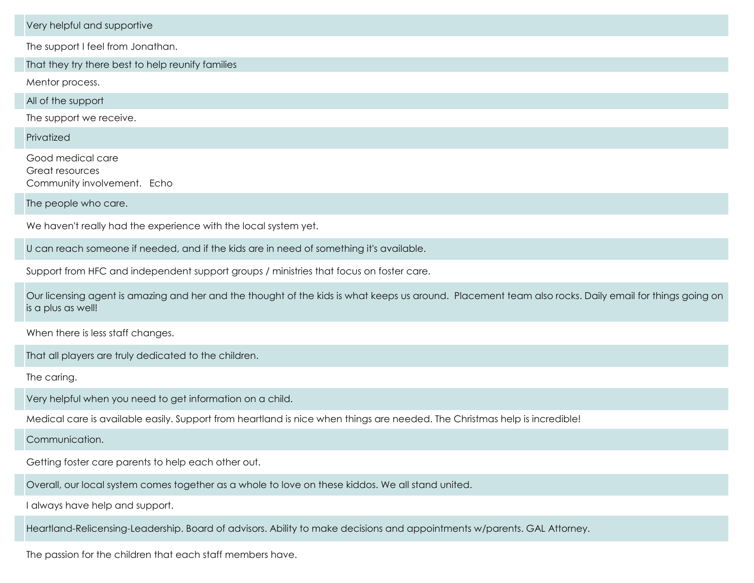Very helpful and supportive

The support I feel from Jonathan.

That they try there best to help reunify families

Mentor process.

All of the support

The support we receive.

Privatized

Good medical care
Great resources
Community involvement.   Echo

The people who care.

We haven't really had the experience with the local system yet.

U can reach someone if needed, and if the kids are in need of something it's available.

Support from HFC and independent support groups / ministries that focus on foster care.

Our licensing agent is amazing and her and the thought of the kids is what keeps us around.  Placement team also rocks. Daily email for things going on is a plus as well!

When there is less staff changes.

That all players are truly dedicated to the children.

The caring.

Very helpful when you need to get information on a child.

Medical care is available easily. Support from heartland is nice when things are needed. The Christmas help is incredible!

Communication.

Getting foster care parents to help each other out.

Overall, our local system comes together as a whole to love on these kiddos. We all stand united.

I always have help and support.

Heartland-Relicensing-Leadership. Board of advisors. Ability to make decisions and appointments w/parents. GAL Attorney.

The passion for the children that each staff members have.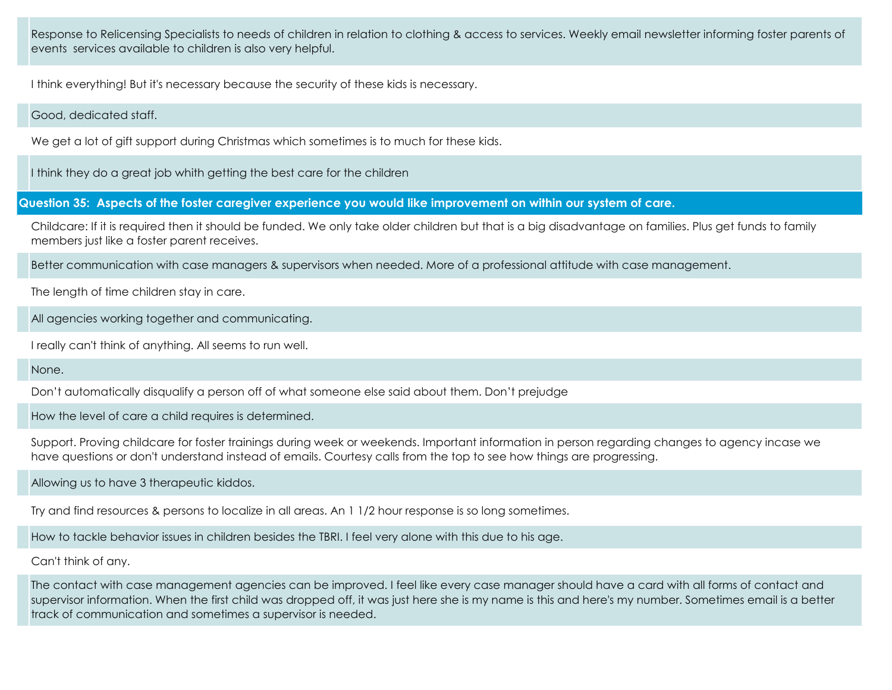Response to Relicensing Specialists to needs of children in relation to clothing & access to services. Weekly email newsletter informing foster parents of events  services available to children is also very helpful.

I think everything! But it's necessary because the security of these kids is necessary.

Good, dedicated staff.

We get a lot of gift support during Christmas which sometimes is to much for these kids.

I think they do a great job whith getting the best care for the children

**Question 35: Aspects of the foster caregiver experience you would like improvement on within our system of care.**

Childcare: If it is required then it should be funded. We only take older children but that is a big disadvantage on families. Plus get funds to family members just like a foster parent receives.

Better communication with case managers & supervisors when needed. More of a professional attitude with case management.

The length of time children stay in care.

All agencies working together and communicating.

I really can't think of anything. All seems to run well.

None.

Don't automatically disqualify a person off of what someone else said about them. Don't prejudge

How the level of care a child requires is determined.

Support. Proving childcare for foster trainings during week or weekends. Important information in person regarding changes to agency incase we have questions or don't understand instead of emails. Courtesy calls from the top to see how things are progressing.

Allowing us to have 3 therapeutic kiddos.

Try and find resources & persons to localize in all areas. An 1 1/2 hour response is so long sometimes.

How to tackle behavior issues in children besides the TBRI. I feel very alone with this due to his age.

Can't think of any.

The contact with case management agencies can be improved. I feel like every case manager should have a card with all forms of contact and supervisor information. When the first child was dropped off, it was just here she is my name is this and here's my number. Sometimes email is a better track of communication and sometimes a supervisor is needed.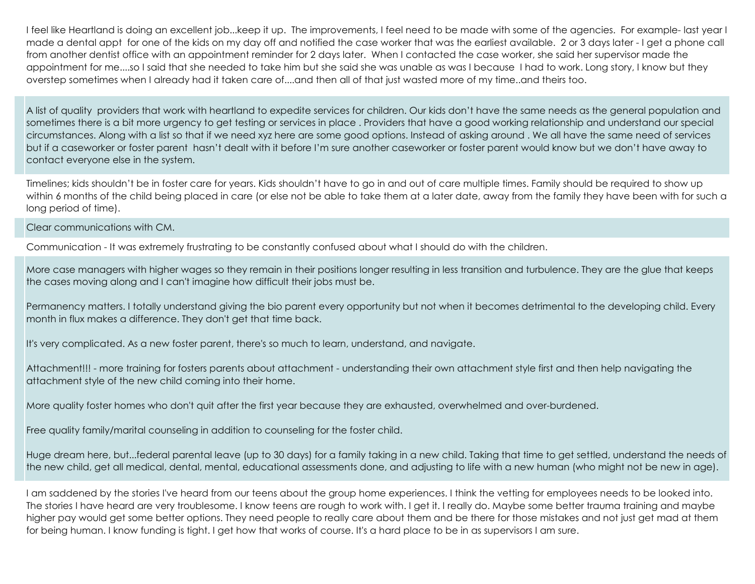I feel like Heartland is doing an excellent job...keep it up. The improvements, I feel need to be made with some of the agencies. For example- last year I made a dental appt for one of the kids on my day off and notified the case worker that was the earliest available. 2 or 3 days later - I get a phone call from another dentist office with an appointment reminder for 2 days later. When I contacted the case worker, she said her supervisor made the appointment for me....so I said that she needed to take him but she said she was unable as was I because I had to work. Long story, I know but they overstep sometimes when I already had it taken care of....and then all of that just wasted more of my time..and theirs too.

A list of quality providers that work with heartland to expedite services for children. Our kids don't have the same needs as the general population and sometimes there is a bit more urgency to get testing or services in place . Providers that have a good working relationship and understand our special circumstances. Along with a list so that if we need xyz here are some good options. Instead of asking around . We all have the same need of services but if a caseworker or foster parent hasn't dealt with it before I'm sure another caseworker or foster parent would know but we don't have away to contact everyone else in the system.

Timelines; kids shouldn't be in foster care for years. Kids shouldn't have to go in and out of care multiple times. Family should be required to show up within 6 months of the child being placed in care (or else not be able to take them at a later date, away from the family they have been with for such a long period of time).

Clear communications with CM.

Communication - It was extremely frustrating to be constantly confused about what I should do with the children.

More case managers with higher wages so they remain in their positions longer resulting in less transition and turbulence. They are the glue that keeps the cases moving along and I can't imagine how difficult their jobs must be.

Permanency matters. I totally understand giving the bio parent every opportunity but not when it becomes detrimental to the developing child. Every month in flux makes a difference. They don't get that time back.

It's very complicated. As a new foster parent, there's so much to learn, understand, and navigate.

Attachment!!! - more training for fosters parents about attachment - understanding their own attachment style first and then help navigating the attachment style of the new child coming into their home.

More quality foster homes who don't quit after the first year because they are exhausted, overwhelmed and over-burdened.

Free quality family/marital counseling in addition to counseling for the foster child.

Huge dream here, but...federal parental leave (up to 30 days) for a family taking in a new child. Taking that time to get settled, understand the needs of the new child, get all medical, dental, mental, educational assessments done, and adjusting to life with a new human (who might not be new in age).

I am saddened by the stories I've heard from our teens about the group home experiences. I think the vetting for employees needs to be looked into. The stories I have heard are very troublesome. I know teens are rough to work with. I get it. I really do. Maybe some better trauma training and maybe higher pay would get some better options. They need people to really care about them and be there for those mistakes and not just get mad at them for being human. I know funding is tight. I get how that works of course. It's a hard place to be in as supervisors I am sure.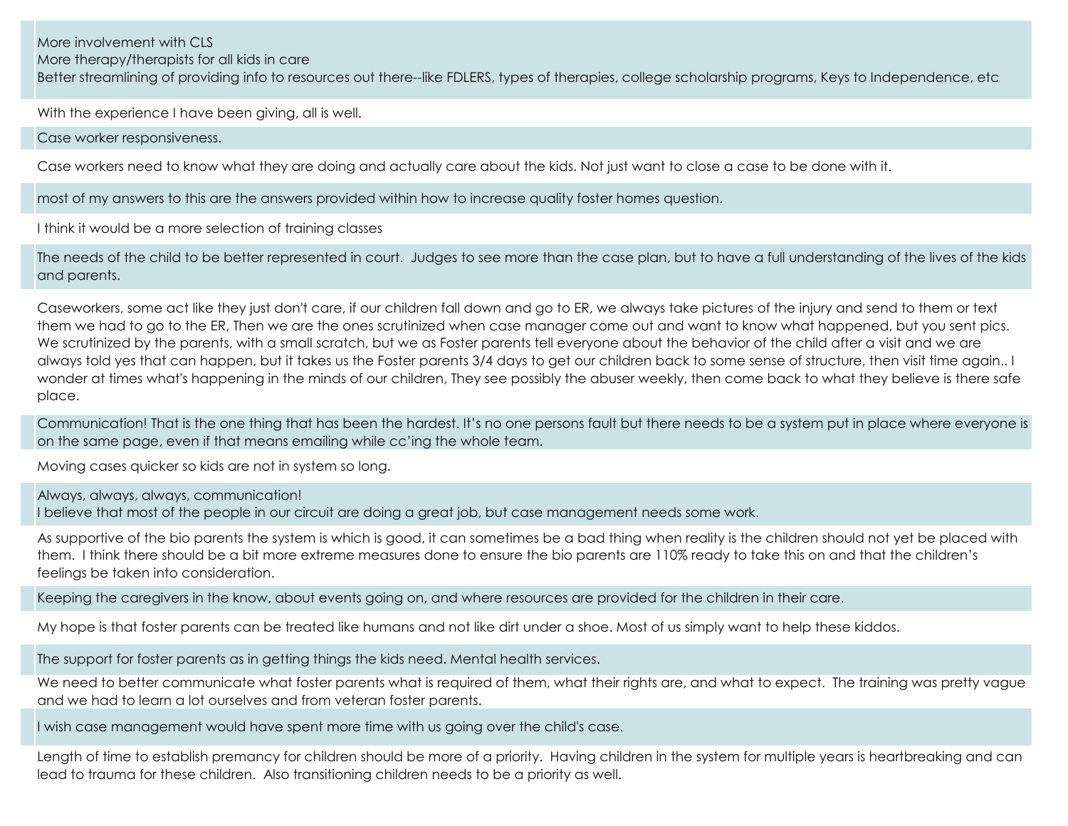More involvement with CLS
More therapy/therapists for all kids in care
Better streamlining of providing info to resources out there--like FDLERS, types of therapies, college scholarship programs, Keys to Independence, etc

With the experience I have been giving, all is well.

Case worker responsiveness.

Case workers need to know what they are doing and actually care about the kids. Not just want to close a case to be done with it.

most of my answers to this are the answers provided within how to increase quality foster homes question.

I think it would be a more selection of training classes

The needs of the child to be better represented in court. Judges to see more than the case plan, but to have a full understanding of the lives of the kids and parents.

Caseworkers, some act like they just don't care, if our children fall down and go to ER, we always take pictures of the injury and send to them or text them we had to go to the ER, Then we are the ones scrutinized when case manager come out and want to know what happened, but you sent pics. We scrutinized by the parents, with a small scratch, but we as Foster parents tell everyone about the behavior of the child after a visit and we are always told yes that can happen, but it takes us the Foster parents 3/4 days to get our children back to some sense of structure, then visit time again.. I wonder at times what's happening in the minds of our children, They see possibly the abuser weekly, then come back to what they believe is there safe place.

Communication! That is the one thing that has been the hardest. It's no one persons fault but there needs to be a system put in place where everyone is on the same page, even if that means emailing while cc'ing the whole team.

Moving cases quicker so kids are not in system so long.

Always, always, always, communication!
I believe that most of the people in our circuit are doing a great job, but case management needs some work.

As supportive of the bio parents the system is which is good, it can sometimes be a bad thing when reality is the children should not yet be placed with them. I think there should be a bit more extreme measures done to ensure the bio parents are 110% ready to take this on and that the children's feelings be taken into consideration.

Keeping the caregivers in the know, about events going on, and where resources are provided for the children in their care.

My hope is that foster parents can be treated like humans and not like dirt under a shoe. Most of us simply want to help these kiddos.

The support for foster parents as in getting things the kids need. Mental health services.

We need to better communicate what foster parents what is required of them, what their rights are, and what to expect. The training was pretty vague and we had to learn a lot ourselves and from veteran foster parents.

I wish case management would have spent more time with us going over the child's case.

Length of time to establish premancy for children should be more of a priority. Having children in the system for multiple years is heartbreaking and can lead to trauma for these children. Also transitioning children needs to be a priority as well.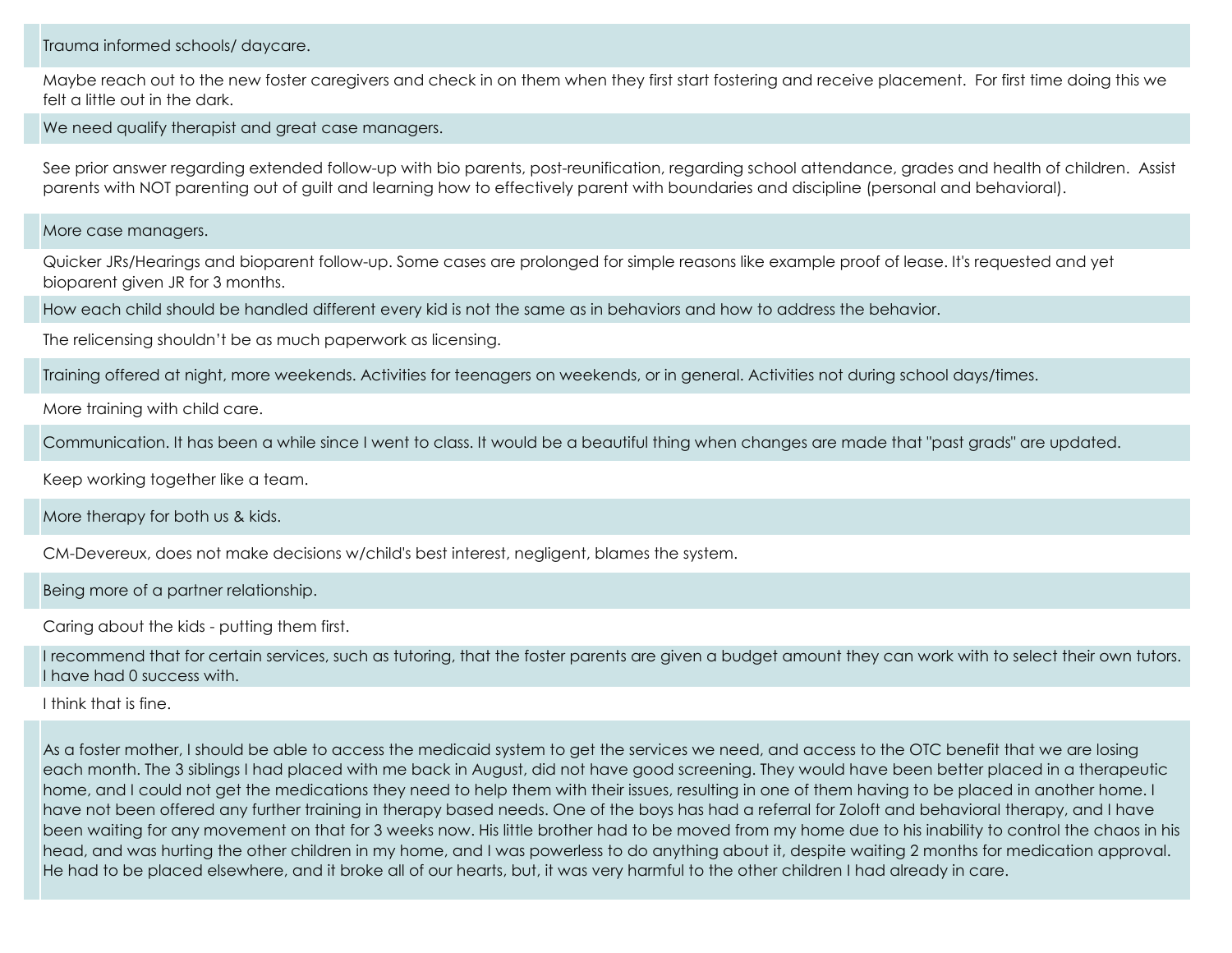Trauma informed schools/ daycare.

Maybe reach out to the new foster caregivers and check in on them when they first start fostering and receive placement. For first time doing this we felt a little out in the dark.

We need qualify therapist and great case managers.

See prior answer regarding extended follow-up with bio parents, post-reunification, regarding school attendance, grades and health of children. Assist parents with NOT parenting out of guilt and learning how to effectively parent with boundaries and discipline (personal and behavioral).

More case managers.

Quicker JRs/Hearings and bioparent follow-up. Some cases are prolonged for simple reasons like example proof of lease. It's requested and yet bioparent given JR for 3 months.

How each child should be handled different every kid is not the same as in behaviors and how to address the behavior.

The relicensing shouldn't be as much paperwork as licensing.

Training offered at night, more weekends. Activities for teenagers on weekends, or in general. Activities not during school days/times.

More training with child care.

Communication. It has been a while since I went to class. It would be a beautiful thing when changes are made that "past grads" are updated.

Keep working together like a team.

More therapy for both us & kids.

CM-Devereux, does not make decisions w/child's best interest, negligent, blames the system.

Being more of a partner relationship.

Caring about the kids - putting them first.

I recommend that for certain services, such as tutoring, that the foster parents are given a budget amount they can work with to select their own tutors. I have had 0 success with.

I think that is fine.

As a foster mother, I should be able to access the medicaid system to get the services we need, and access to the OTC benefit that we are losing each month. The 3 siblings I had placed with me back in August, did not have good screening. They would have been better placed in a therapeutic home, and I could not get the medications they need to help them with their issues, resulting in one of them having to be placed in another home. I have not been offered any further training in therapy based needs. One of the boys has had a referral for Zoloft and behavioral therapy, and I have been waiting for any movement on that for 3 weeks now. His little brother had to be moved from my home due to his inability to control the chaos in his head, and was hurting the other children in my home, and I was powerless to do anything about it, despite waiting 2 months for medication approval. He had to be placed elsewhere, and it broke all of our hearts, but, it was very harmful to the other children I had already in care.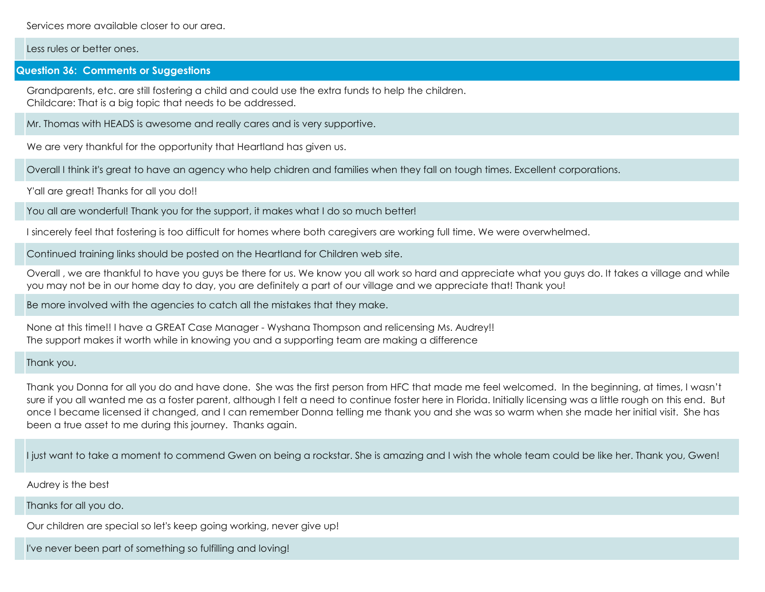Services more available closer to our area.

Less rules or better ones.

## Question 36: Comments or Suggestions

Grandparents, etc. are still fostering a child and could use the extra funds to help the children.
Childcare: That is a big topic that needs to be addressed.

Mr. Thomas with HEADS is awesome and really cares and is very supportive.

We are very thankful for the opportunity that Heartland has given us.

Overall I think it's great to have an agency who help chidren and families when they fall on tough times. Excellent corporations.

Y'all are great! Thanks for all you do!!

You all are wonderful! Thank you for the support, it makes what I do so much better!

I sincerely feel that fostering is too difficult for homes where both caregivers are working full time. We were overwhelmed.

Continued training links should be posted on the Heartland for Children web site.

Overall , we are thankful to have you guys be there for us. We know you all work so hard and appreciate what you guys do. It takes a village and while you may not be in our home day to day, you are definitely a part of our village and we appreciate that! Thank you!

Be more involved with the agencies to catch all the mistakes that they make.

None at this time!! I have a GREAT Case Manager - Wyshana Thompson and relicensing Ms. Audrey!!
The support makes it worth while in knowing you and a supporting team are making a difference

Thank you.

Thank you Donna for all you do and have done. She was the first person from HFC that made me feel welcomed. In the beginning, at times, I wasn't sure if you all wanted me as a foster parent, although I felt a need to continue foster here in Florida. Initially licensing was a little rough on this end. But once I became licensed it changed, and I can remember Donna telling me thank you and she was so warm when she made her initial visit. She has been a true asset to me during this journey. Thanks again.

I just want to take a moment to commend Gwen on being a rockstar. She is amazing and I wish the whole team could be like her. Thank you, Gwen!

Audrey is the best

Thanks for all you do.

Our children are special so let's keep going working, never give up!

I've never been part of something so fulfilling and loving!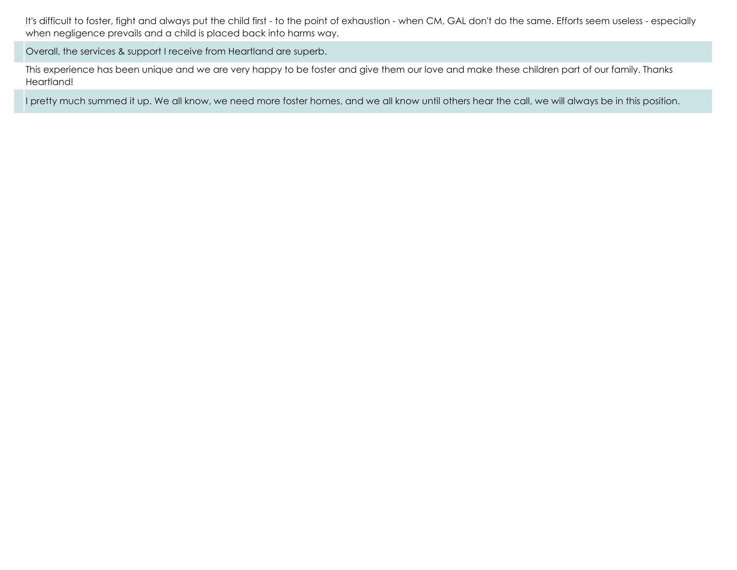It's difficult to foster, fight and always put the child first - to the point of exhaustion - when CM, GAL don't do the same. Efforts seem useless - especially when negligence prevails and a child is placed back into harms way.

Overall, the services & support I receive from Heartland are superb.

This experience has been unique and we are very happy to be foster and give them our love and make these children part of our family. Thanks Heartland!

I pretty much summed it up. We all know, we need more foster homes, and we all know until others hear the call, we will always be in this position.